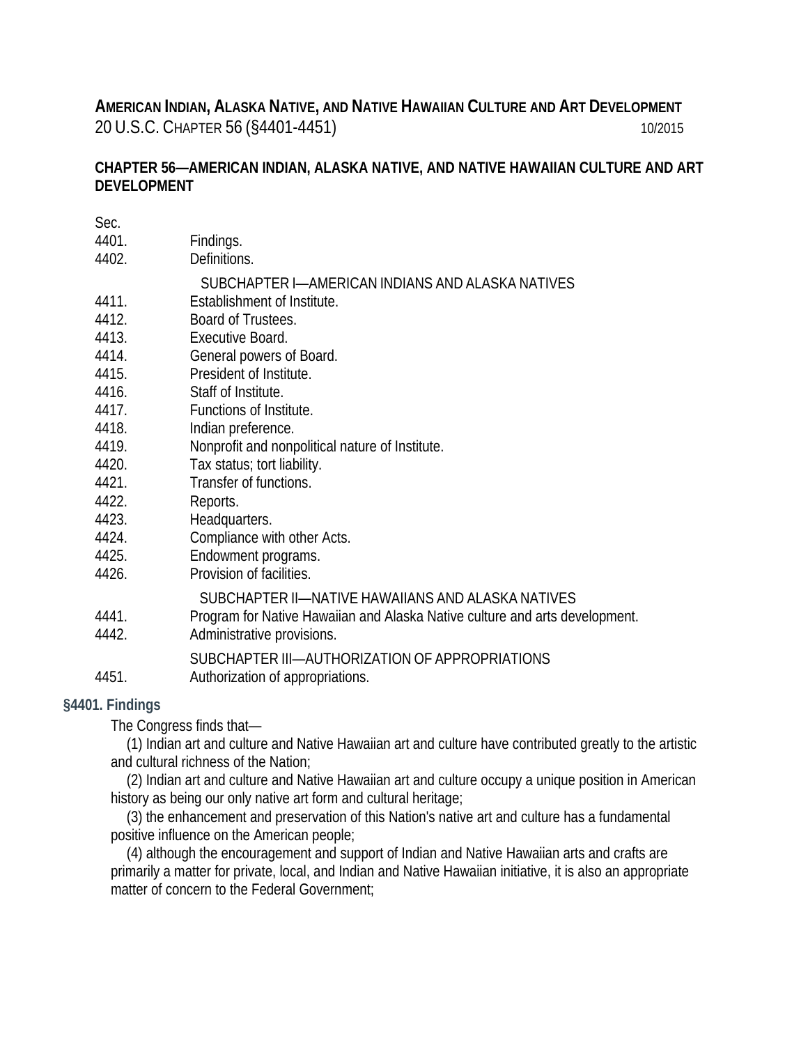# AMERICAN INDIAN, ALASKA NATIVE, AND NATIVE HAWAIIAN CULTURE AND ART DEVELOPMENT

20 U.S.C. CHAPTER 56 (§4401-4451) 10/2015

## CHAPTER 56—AMERICAN INDIAN, ALASKA NATIVE, AND NATIVE HAWAIIAN CULTURE AND ART DEVELOPMENT

Sec.
4401. Findings.
4402. Definitions.

SUBCHAPTER I—AMERICAN INDIANS AND ALASKA NATIVES

4411. Establishment of Institute.
4412. Board of Trustees.
4413. Executive Board.
4414. General powers of Board.
4415. President of Institute.
4416. Staff of Institute.
4417. Functions of Institute.
4418. Indian preference.
4419. Nonprofit and nonpolitical nature of Institute.
4420. Tax status; tort liability.
4421. Transfer of functions.
4422. Reports.
4423. Headquarters.
4424. Compliance with other Acts.
4425. Endowment programs.
4426. Provision of facilities.

SUBCHAPTER II—NATIVE HAWAIIANS AND ALASKA NATIVES

4441. Program for Native Hawaiian and Alaska Native culture and arts development.
4442. Administrative provisions.

SUBCHAPTER III—AUTHORIZATION OF APPROPRIATIONS

4451. Authorization of appropriations.

### §4401. Findings

The Congress finds that—

(1) Indian art and culture and Native Hawaiian art and culture have contributed greatly to the artistic and cultural richness of the Nation;

(2) Indian art and culture and Native Hawaiian art and culture occupy a unique position in American history as being our only native art form and cultural heritage;

(3) the enhancement and preservation of this Nation's native art and culture has a fundamental positive influence on the American people;

(4) although the encouragement and support of Indian and Native Hawaiian arts and crafts are primarily a matter for private, local, and Indian and Native Hawaiian initiative, it is also an appropriate matter of concern to the Federal Government;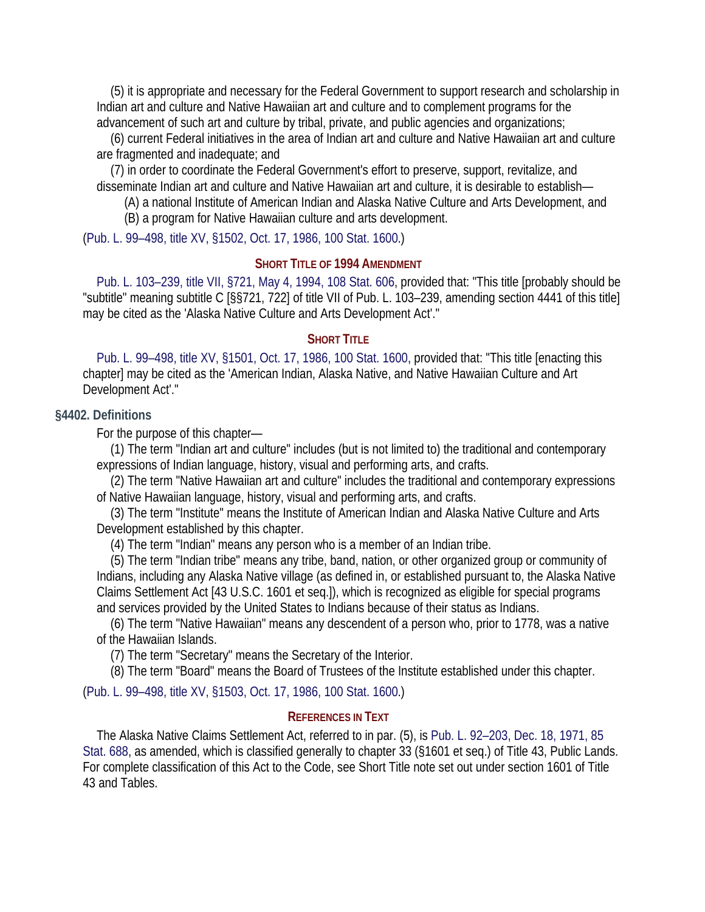(5) it is appropriate and necessary for the Federal Government to support research and scholarship in Indian art and culture and Native Hawaiian art and culture and to complement programs for the advancement of such art and culture by tribal, private, and public agencies and organizations;

(6) current Federal initiatives in the area of Indian art and culture and Native Hawaiian art and culture are fragmented and inadequate; and

(7) in order to coordinate the Federal Government's effort to preserve, support, revitalize, and disseminate Indian art and culture and Native Hawaiian art and culture, it is desirable to establish—

(A) a national Institute of American Indian and Alaska Native Culture and Arts Development, and

(B) a program for Native Hawaiian culture and arts development.

(Pub. L. 99–498, title XV, §1502, Oct. 17, 1986, 100 Stat. 1600.)

#### Short Title of 1994 Amendment

Pub. L. 103–239, title VII, §721, May 4, 1994, 108 Stat. 606, provided that: "This title [probably should be "subtitle" meaning subtitle C [§§721, 722] of title VII of Pub. L. 103–239, amending section 4441 of this title] may be cited as the 'Alaska Native Culture and Arts Development Act'."

#### Short Title

Pub. L. 99–498, title XV, §1501, Oct. 17, 1986, 100 Stat. 1600, provided that: "This title [enacting this chapter] may be cited as the 'American Indian, Alaska Native, and Native Hawaiian Culture and Art Development Act'."

### §4402. Definitions

For the purpose of this chapter—

(1) The term "Indian art and culture" includes (but is not limited to) the traditional and contemporary expressions of Indian language, history, visual and performing arts, and crafts.

(2) The term "Native Hawaiian art and culture" includes the traditional and contemporary expressions of Native Hawaiian language, history, visual and performing arts, and crafts.

(3) The term "Institute" means the Institute of American Indian and Alaska Native Culture and Arts Development established by this chapter.

(4) The term "Indian" means any person who is a member of an Indian tribe.

(5) The term "Indian tribe" means any tribe, band, nation, or other organized group or community of Indians, including any Alaska Native village (as defined in, or established pursuant to, the Alaska Native Claims Settlement Act [43 U.S.C. 1601 et seq.]), which is recognized as eligible for special programs and services provided by the United States to Indians because of their status as Indians.

(6) The term "Native Hawaiian" means any descendent of a person who, prior to 1778, was a native of the Hawaiian Islands.

(7) The term "Secretary" means the Secretary of the Interior.

(8) The term "Board" means the Board of Trustees of the Institute established under this chapter.

(Pub. L. 99–498, title XV, §1503, Oct. 17, 1986, 100 Stat. 1600.)

#### References in Text

The Alaska Native Claims Settlement Act, referred to in par. (5), is Pub. L. 92–203, Dec. 18, 1971, 85 Stat. 688, as amended, which is classified generally to chapter 33 (§1601 et seq.) of Title 43, Public Lands. For complete classification of this Act to the Code, see Short Title note set out under section 1601 of Title 43 and Tables.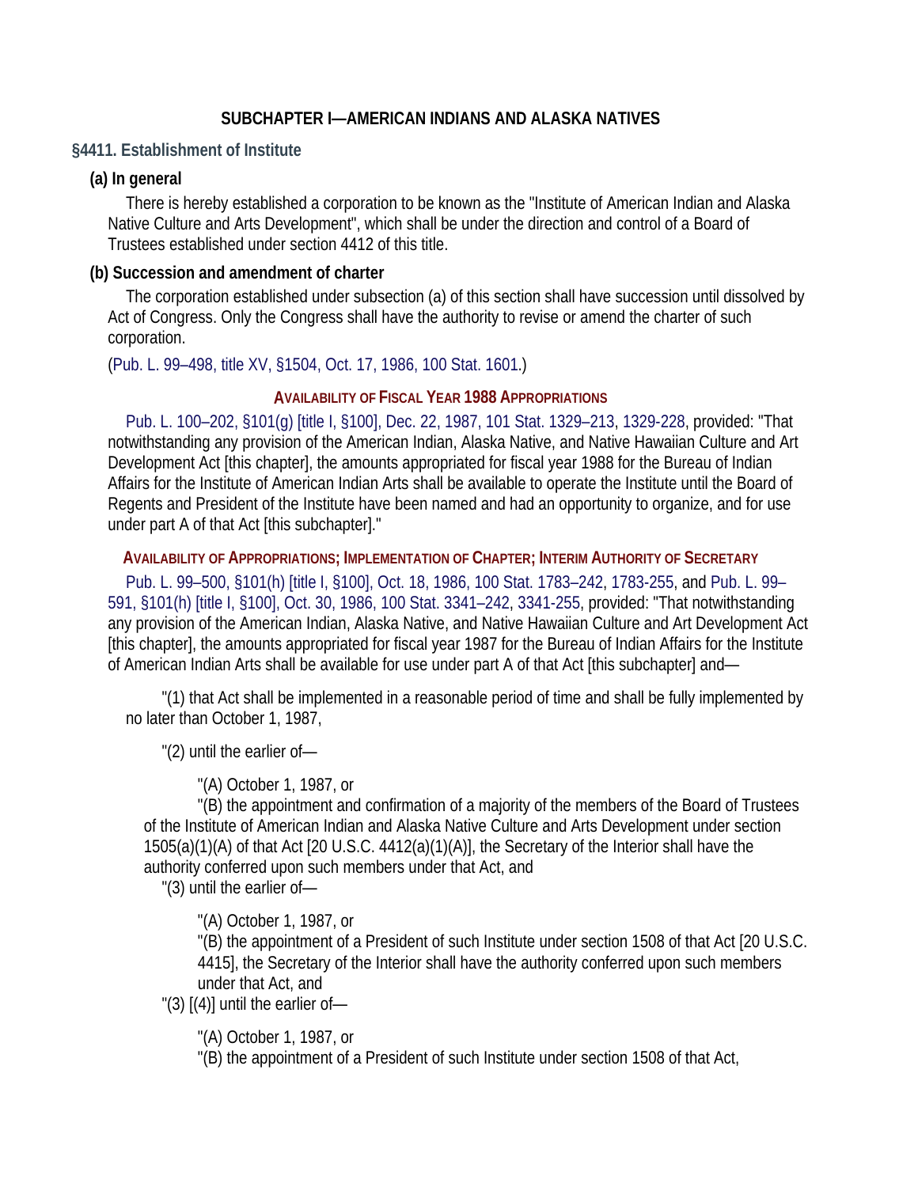## SUBCHAPTER I—AMERICAN INDIANS AND ALASKA NATIVES

### §4411. Establishment of Institute

**(a) In general**

There is hereby established a corporation to be known as the "Institute of American Indian and Alaska Native Culture and Arts Development", which shall be under the direction and control of a Board of Trustees established under section 4412 of this title.

**(b) Succession and amendment of charter**

The corporation established under subsection (a) of this section shall have succession until dissolved by Act of Congress. Only the Congress shall have the authority to revise or amend the charter of such corporation.

(Pub. L. 99–498, title XV, §1504, Oct. 17, 1986, 100 Stat. 1601.)

#### AVAILABILITY OF FISCAL YEAR 1988 APPROPRIATIONS

Pub. L. 100–202, §101(g) [title I, §100], Dec. 22, 1987, 101 Stat. 1329–213, 1329-228, provided: "That notwithstanding any provision of the American Indian, Alaska Native, and Native Hawaiian Culture and Art Development Act [this chapter], the amounts appropriated for fiscal year 1988 for the Bureau of Indian Affairs for the Institute of American Indian Arts shall be available to operate the Institute until the Board of Regents and President of the Institute have been named and had an opportunity to organize, and for use under part A of that Act [this subchapter]."

#### AVAILABILITY OF APPROPRIATIONS; IMPLEMENTATION OF CHAPTER; INTERIM AUTHORITY OF SECRETARY

Pub. L. 99–500, §101(h) [title I, §100], Oct. 18, 1986, 100 Stat. 1783–242, 1783-255, and Pub. L. 99–591, §101(h) [title I, §100], Oct. 30, 1986, 100 Stat. 3341–242, 3341-255, provided: "That notwithstanding any provision of the American Indian, Alaska Native, and Native Hawaiian Culture and Art Development Act [this chapter], the amounts appropriated for fiscal year 1987 for the Bureau of Indian Affairs for the Institute of American Indian Arts shall be available for use under part A of that Act [this subchapter] and—

"(1) that Act shall be implemented in a reasonable period of time and shall be fully implemented by no later than October 1, 1987,

"(2) until the earlier of—

"(A) October 1, 1987, or

"(B) the appointment and confirmation of a majority of the members of the Board of Trustees of the Institute of American Indian and Alaska Native Culture and Arts Development under section 1505(a)(1)(A) of that Act [20 U.S.C. 4412(a)(1)(A)], the Secretary of the Interior shall have the authority conferred upon such members under that Act, and

"(3) until the earlier of—

"(A) October 1, 1987, or

"(B) the appointment of a President of such Institute under section 1508 of that Act [20 U.S.C. 4415], the Secretary of the Interior shall have the authority conferred upon such members under that Act, and

"(3) [(4)] until the earlier of—

"(A) October 1, 1987, or

"(B) the appointment of a President of such Institute under section 1508 of that Act,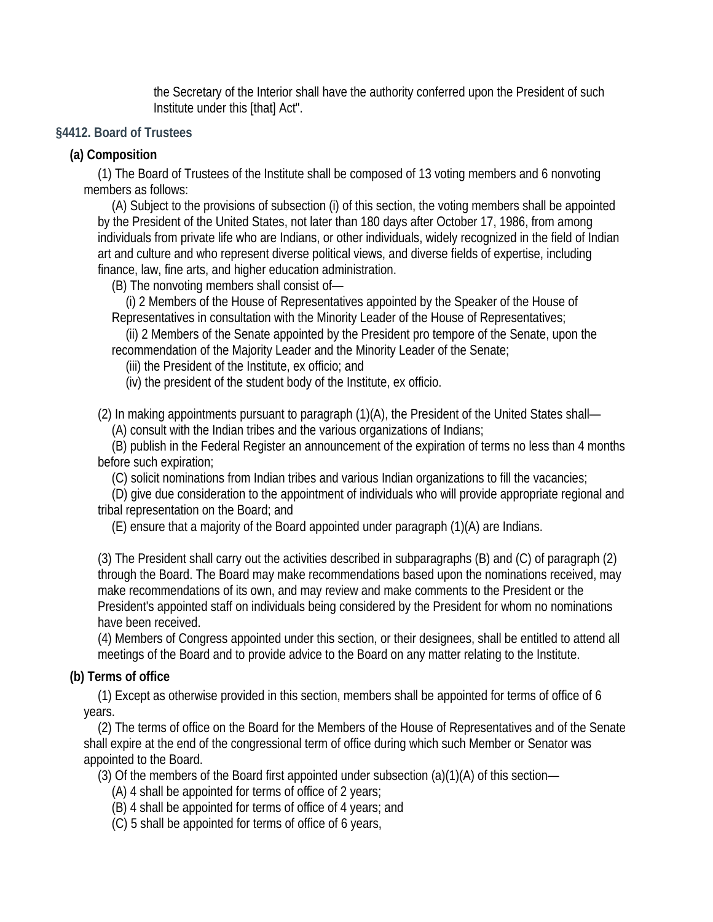the Secretary of the Interior shall have the authority conferred upon the President of such Institute under this [that] Act".

### §4412. Board of Trustees

**(a) Composition**

(1) The Board of Trustees of the Institute shall be composed of 13 voting members and 6 nonvoting members as follows:

(A) Subject to the provisions of subsection (i) of this section, the voting members shall be appointed by the President of the United States, not later than 180 days after October 17, 1986, from among individuals from private life who are Indians, or other individuals, widely recognized in the field of Indian art and culture and who represent diverse political views, and diverse fields of expertise, including finance, law, fine arts, and higher education administration.

(B) The nonvoting members shall consist of—

(i) 2 Members of the House of Representatives appointed by the Speaker of the House of Representatives in consultation with the Minority Leader of the House of Representatives;

(ii) 2 Members of the Senate appointed by the President pro tempore of the Senate, upon the recommendation of the Majority Leader and the Minority Leader of the Senate;

(iii) the President of the Institute, ex officio; and

(iv) the president of the student body of the Institute, ex officio.

(2) In making appointments pursuant to paragraph (1)(A), the President of the United States shall—

(A) consult with the Indian tribes and the various organizations of Indians;

(B) publish in the Federal Register an announcement of the expiration of terms no less than 4 months before such expiration;

(C) solicit nominations from Indian tribes and various Indian organizations to fill the vacancies;

(D) give due consideration to the appointment of individuals who will provide appropriate regional and tribal representation on the Board; and

(E) ensure that a majority of the Board appointed under paragraph (1)(A) are Indians.

(3) The President shall carry out the activities described in subparagraphs (B) and (C) of paragraph (2) through the Board. The Board may make recommendations based upon the nominations received, may make recommendations of its own, and may review and make comments to the President or the President's appointed staff on individuals being considered by the President for whom no nominations have been received.

(4) Members of Congress appointed under this section, or their designees, shall be entitled to attend all meetings of the Board and to provide advice to the Board on any matter relating to the Institute.

**(b) Terms of office**

(1) Except as otherwise provided in this section, members shall be appointed for terms of office of 6 years.

(2) The terms of office on the Board for the Members of the House of Representatives and of the Senate shall expire at the end of the congressional term of office during which such Member or Senator was appointed to the Board.

(3) Of the members of the Board first appointed under subsection (a)(1)(A) of this section—

(A) 4 shall be appointed for terms of office of 2 years;

(B) 4 shall be appointed for terms of office of 4 years; and

(C) 5 shall be appointed for terms of office of 6 years,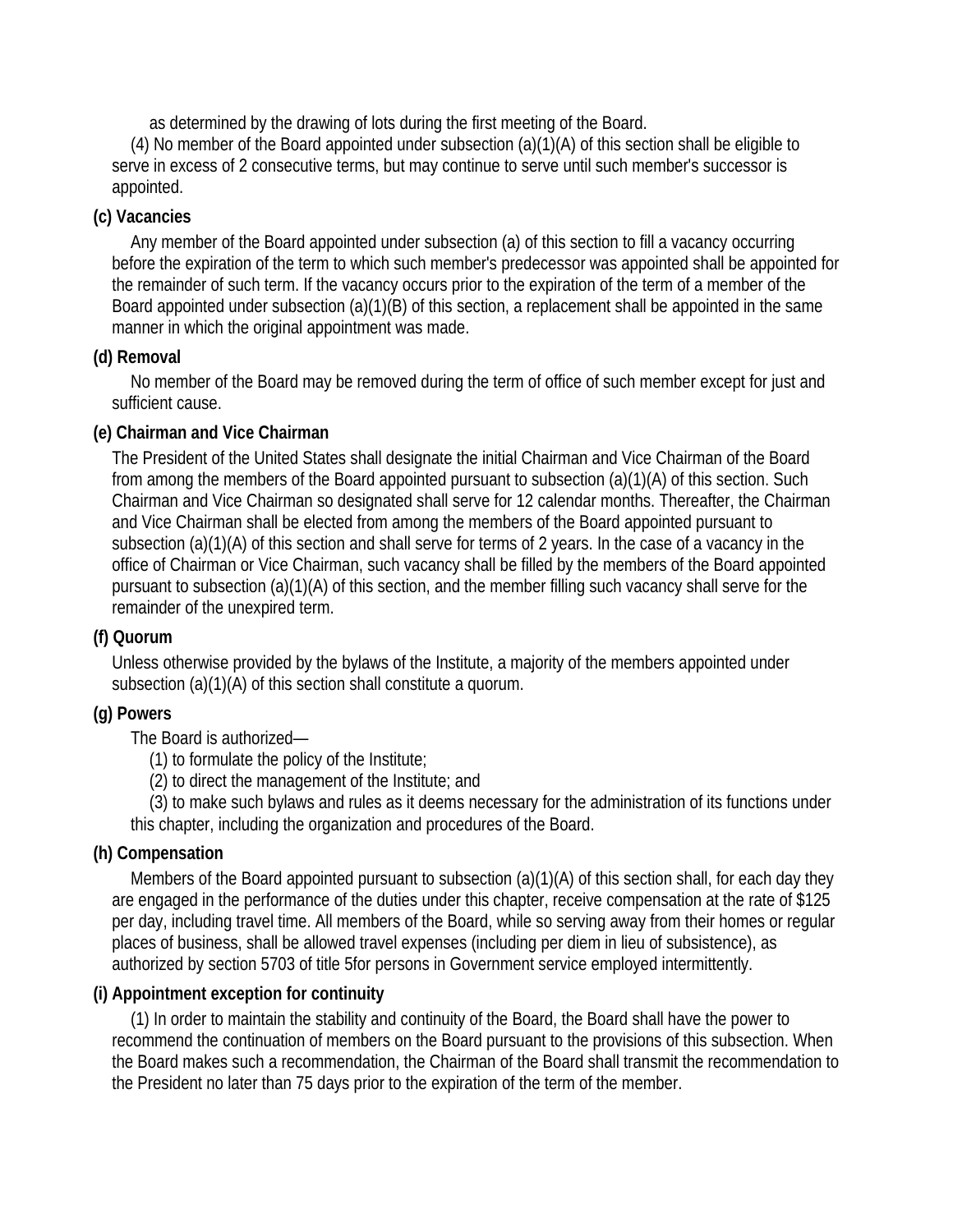as determined by the drawing of lots during the first meeting of the Board.

(4) No member of the Board appointed under subsection (a)(1)(A) of this section shall be eligible to serve in excess of 2 consecutive terms, but may continue to serve until such member's successor is appointed.

**(c) Vacancies**

Any member of the Board appointed under subsection (a) of this section to fill a vacancy occurring before the expiration of the term to which such member's predecessor was appointed shall be appointed for the remainder of such term. If the vacancy occurs prior to the expiration of the term of a member of the Board appointed under subsection (a)(1)(B) of this section, a replacement shall be appointed in the same manner in which the original appointment was made.

**(d) Removal**

No member of the Board may be removed during the term of office of such member except for just and sufficient cause.

**(e) Chairman and Vice Chairman**

The President of the United States shall designate the initial Chairman and Vice Chairman of the Board from among the members of the Board appointed pursuant to subsection (a)(1)(A) of this section. Such Chairman and Vice Chairman so designated shall serve for 12 calendar months. Thereafter, the Chairman and Vice Chairman shall be elected from among the members of the Board appointed pursuant to subsection (a)(1)(A) of this section and shall serve for terms of 2 years. In the case of a vacancy in the office of Chairman or Vice Chairman, such vacancy shall be filled by the members of the Board appointed pursuant to subsection (a)(1)(A) of this section, and the member filling such vacancy shall serve for the remainder of the unexpired term.

**(f) Quorum**

Unless otherwise provided by the bylaws of the Institute, a majority of the members appointed under subsection (a)(1)(A) of this section shall constitute a quorum.

**(g) Powers**

The Board is authorized—

(1) to formulate the policy of the Institute;

(2) to direct the management of the Institute; and

(3) to make such bylaws and rules as it deems necessary for the administration of its functions under this chapter, including the organization and procedures of the Board.

**(h) Compensation**

Members of the Board appointed pursuant to subsection (a)(1)(A) of this section shall, for each day they are engaged in the performance of the duties under this chapter, receive compensation at the rate of $125 per day, including travel time. All members of the Board, while so serving away from their homes or regular places of business, shall be allowed travel expenses (including per diem in lieu of subsistence), as authorized by section 5703 of title 5for persons in Government service employed intermittently.

**(i) Appointment exception for continuity**

(1) In order to maintain the stability and continuity of the Board, the Board shall have the power to recommend the continuation of members on the Board pursuant to the provisions of this subsection. When the Board makes such a recommendation, the Chairman of the Board shall transmit the recommendation to the President no later than 75 days prior to the expiration of the term of the member.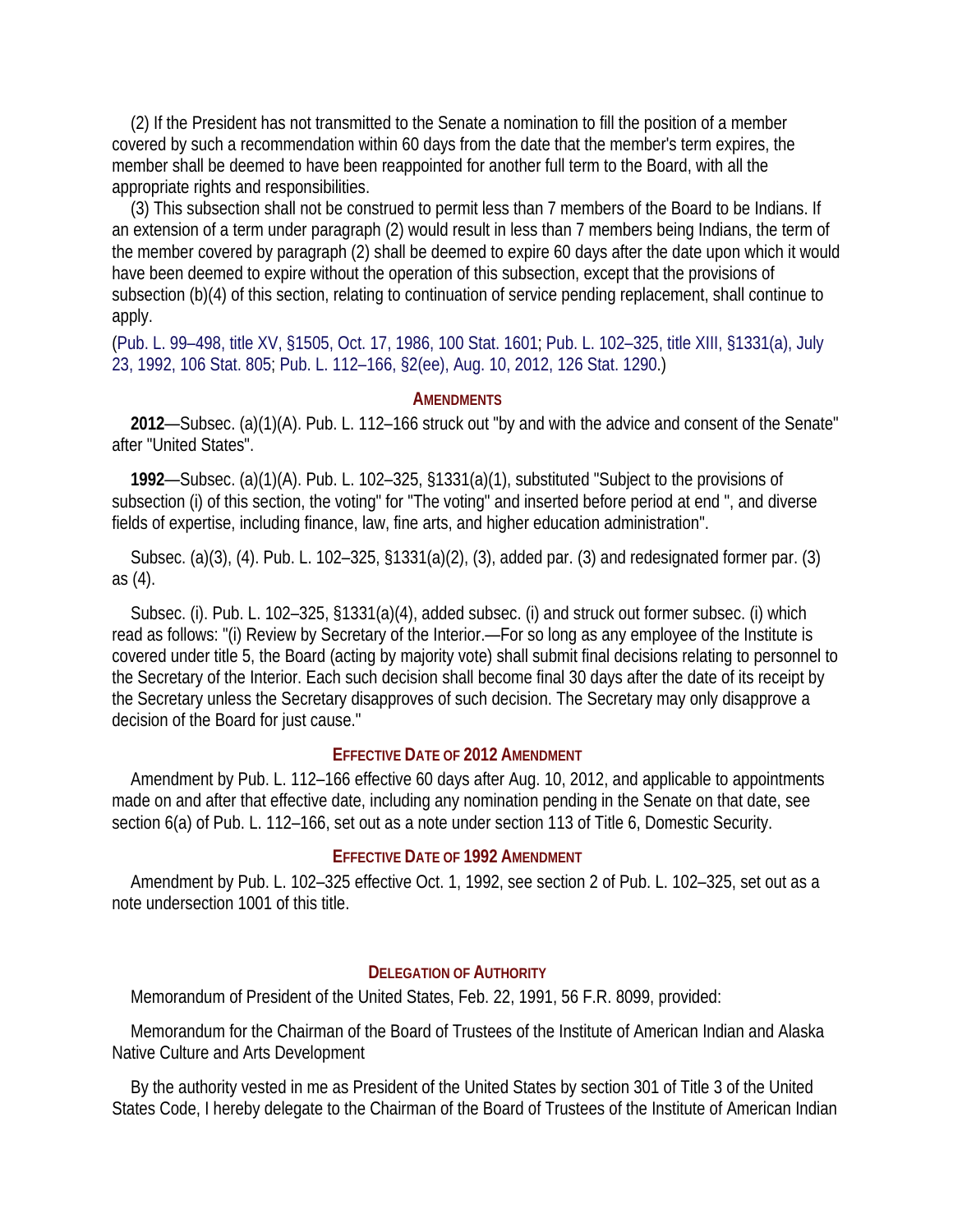(2) If the President has not transmitted to the Senate a nomination to fill the position of a member covered by such a recommendation within 60 days from the date that the member's term expires, the member shall be deemed to have been reappointed for another full term to the Board, with all the appropriate rights and responsibilities.

(3) This subsection shall not be construed to permit less than 7 members of the Board to be Indians. If an extension of a term under paragraph (2) would result in less than 7 members being Indians, the term of the member covered by paragraph (2) shall be deemed to expire 60 days after the date upon which it would have been deemed to expire without the operation of this subsection, except that the provisions of subsection (b)(4) of this section, relating to continuation of service pending replacement, shall continue to apply.

(Pub. L. 99–498, title XV, §1505, Oct. 17, 1986, 100 Stat. 1601; Pub. L. 102–325, title XIII, §1331(a), July 23, 1992, 106 Stat. 805; Pub. L. 112–166, §2(ee), Aug. 10, 2012, 126 Stat. 1290.)

### Amendments

**2012**—Subsec. (a)(1)(A). Pub. L. 112–166 struck out "by and with the advice and consent of the Senate" after "United States".

**1992**—Subsec. (a)(1)(A). Pub. L. 102–325, §1331(a)(1), substituted "Subject to the provisions of subsection (i) of this section, the voting" for "The voting" and inserted before period at end ", and diverse fields of expertise, including finance, law, fine arts, and higher education administration".

Subsec. (a)(3), (4). Pub. L. 102–325, §1331(a)(2), (3), added par. (3) and redesignated former par. (3) as (4).

Subsec. (i). Pub. L. 102–325, §1331(a)(4), added subsec. (i) and struck out former subsec. (i) which read as follows: "(i) Review by Secretary of the Interior.—For so long as any employee of the Institute is covered under title 5, the Board (acting by majority vote) shall submit final decisions relating to personnel to the Secretary of the Interior. Each such decision shall become final 30 days after the date of its receipt by the Secretary unless the Secretary disapproves of such decision. The Secretary may only disapprove a decision of the Board for just cause."

### Effective Date of 2012 Amendment

Amendment by Pub. L. 112–166 effective 60 days after Aug. 10, 2012, and applicable to appointments made on and after that effective date, including any nomination pending in the Senate on that date, see section 6(a) of Pub. L. 112–166, set out as a note under section 113 of Title 6, Domestic Security.

### Effective Date of 1992 Amendment

Amendment by Pub. L. 102–325 effective Oct. 1, 1992, see section 2 of Pub. L. 102–325, set out as a note undersection 1001 of this title.

### Delegation of Authority

Memorandum of President of the United States, Feb. 22, 1991, 56 F.R. 8099, provided:

Memorandum for the Chairman of the Board of Trustees of the Institute of American Indian and Alaska Native Culture and Arts Development

By the authority vested in me as President of the United States by section 301 of Title 3 of the United States Code, I hereby delegate to the Chairman of the Board of Trustees of the Institute of American Indian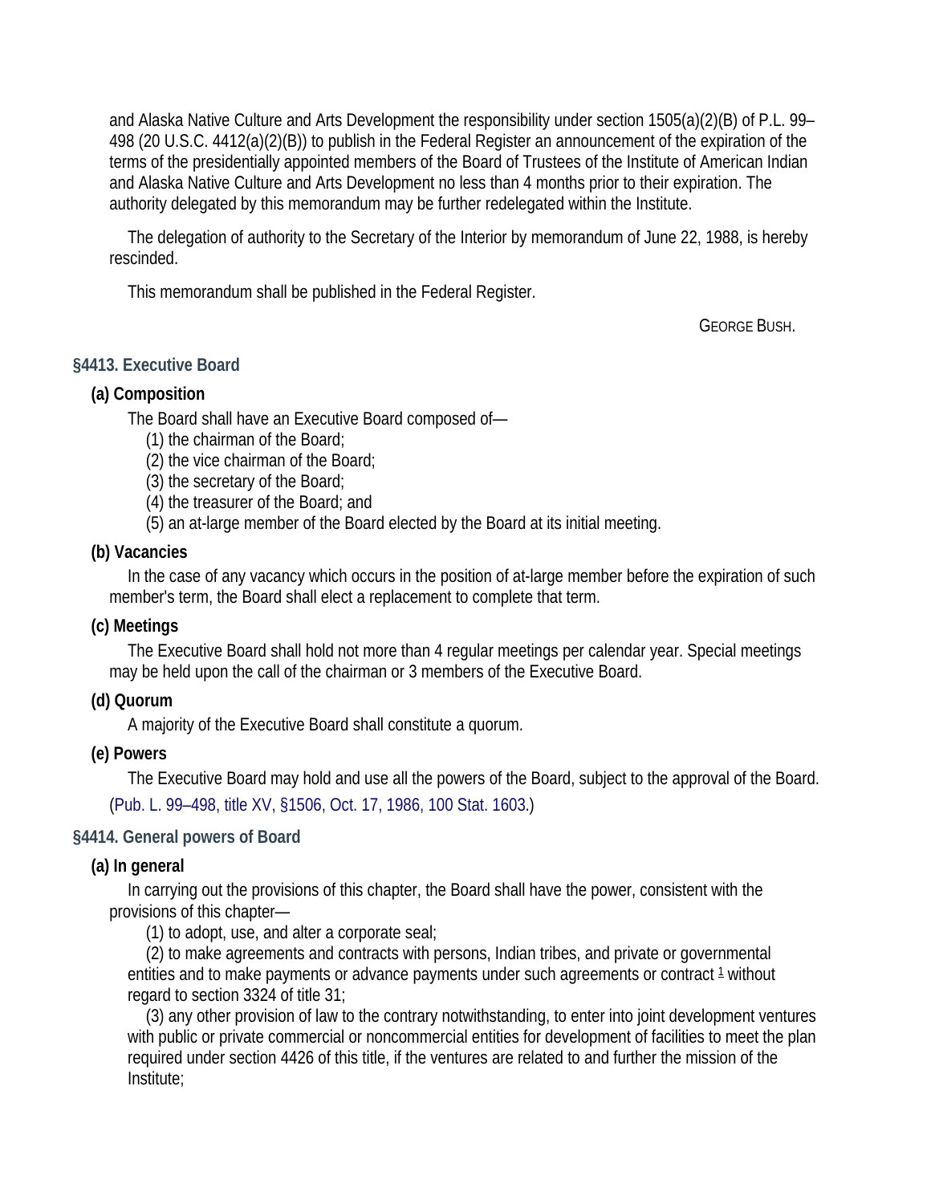and Alaska Native Culture and Arts Development the responsibility under section 1505(a)(2)(B) of P.L. 99–498 (20 U.S.C. 4412(a)(2)(B)) to publish in the Federal Register an announcement of the expiration of the terms of the presidentially appointed members of the Board of Trustees of the Institute of American Indian and Alaska Native Culture and Arts Development no less than 4 months prior to their expiration. The authority delegated by this memorandum may be further redelegated within the Institute.

The delegation of authority to the Secretary of the Interior by memorandum of June 22, 1988, is hereby rescinded.

This memorandum shall be published in the Federal Register.

GEORGE BUSH.

## §4413. Executive Board

**(a) Composition**

The Board shall have an Executive Board composed of—

(1) the chairman of the Board;

(2) the vice chairman of the Board;

(3) the secretary of the Board;

(4) the treasurer of the Board; and

(5) an at-large member of the Board elected by the Board at its initial meeting.

**(b) Vacancies**

In the case of any vacancy which occurs in the position of at-large member before the expiration of such member's term, the Board shall elect a replacement to complete that term.

**(c) Meetings**

The Executive Board shall hold not more than 4 regular meetings per calendar year. Special meetings may be held upon the call of the chairman or 3 members of the Executive Board.

**(d) Quorum**

A majority of the Executive Board shall constitute a quorum.

**(e) Powers**

The Executive Board may hold and use all the powers of the Board, subject to the approval of the Board.

(Pub. L. 99–498, title XV, §1506, Oct. 17, 1986, 100 Stat. 1603.)

## §4414. General powers of Board

**(a) In general**

In carrying out the provisions of this chapter, the Board shall have the power, consistent with the provisions of this chapter—

(1) to adopt, use, and alter a corporate seal;

(2) to make agreements and contracts with persons, Indian tribes, and private or governmental entities and to make payments or advance payments under such agreements or contract [1] without regard to section 3324 of title 31;

(3) any other provision of law to the contrary notwithstanding, to enter into joint development ventures with public or private commercial or noncommercial entities for development of facilities to meet the plan required under section 4426 of this title, if the ventures are related to and further the mission of the Institute;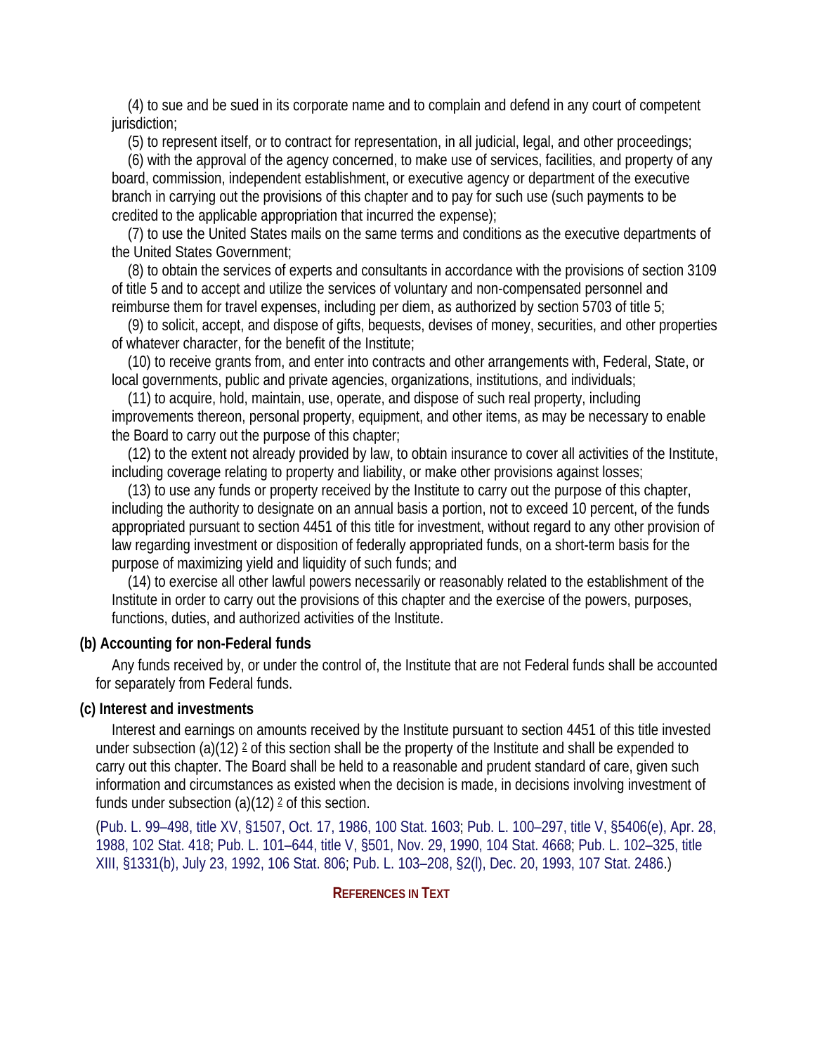(4) to sue and be sued in its corporate name and to complain and defend in any court of competent jurisdiction;

(5) to represent itself, or to contract for representation, in all judicial, legal, and other proceedings;

(6) with the approval of the agency concerned, to make use of services, facilities, and property of any board, commission, independent establishment, or executive agency or department of the executive branch in carrying out the provisions of this chapter and to pay for such use (such payments to be credited to the applicable appropriation that incurred the expense);

(7) to use the United States mails on the same terms and conditions as the executive departments of the United States Government;

(8) to obtain the services of experts and consultants in accordance with the provisions of section 3109 of title 5 and to accept and utilize the services of voluntary and non-compensated personnel and reimburse them for travel expenses, including per diem, as authorized by section 5703 of title 5;

(9) to solicit, accept, and dispose of gifts, bequests, devises of money, securities, and other properties of whatever character, for the benefit of the Institute;

(10) to receive grants from, and enter into contracts and other arrangements with, Federal, State, or local governments, public and private agencies, organizations, institutions, and individuals;

(11) to acquire, hold, maintain, use, operate, and dispose of such real property, including improvements thereon, personal property, equipment, and other items, as may be necessary to enable the Board to carry out the purpose of this chapter;

(12) to the extent not already provided by law, to obtain insurance to cover all activities of the Institute, including coverage relating to property and liability, or make other provisions against losses;

(13) to use any funds or property received by the Institute to carry out the purpose of this chapter, including the authority to designate on an annual basis a portion, not to exceed 10 percent, of the funds appropriated pursuant to section 4451 of this title for investment, without regard to any other provision of law regarding investment or disposition of federally appropriated funds, on a short-term basis for the purpose of maximizing yield and liquidity of such funds; and

(14) to exercise all other lawful powers necessarily or reasonably related to the establishment of the Institute in order to carry out the provisions of this chapter and the exercise of the powers, purposes, functions, duties, and authorized activities of the Institute.

**(b) Accounting for non-Federal funds**

Any funds received by, or under the control of, the Institute that are not Federal funds shall be accounted for separately from Federal funds.

**(c) Interest and investments**

Interest and earnings on amounts received by the Institute pursuant to section 4451 of this title invested under subsection (a)(12) [2] of this section shall be the property of the Institute and shall be expended to carry out this chapter. The Board shall be held to a reasonable and prudent standard of care, given such information and circumstances as existed when the decision is made, in decisions involving investment of funds under subsection (a)(12) [2] of this section.

(Pub. L. 99–498, title XV, §1507, Oct. 17, 1986, 100 Stat. 1603; Pub. L. 100–297, title V, §5406(e), Apr. 28, 1988, 102 Stat. 418; Pub. L. 101–644, title V, §501, Nov. 29, 1990, 104 Stat. 4668; Pub. L. 102–325, title XIII, §1331(b), July 23, 1992, 106 Stat. 806; Pub. L. 103–208, §2(l), Dec. 20, 1993, 107 Stat. 2486.)

**REFERENCES IN TEXT**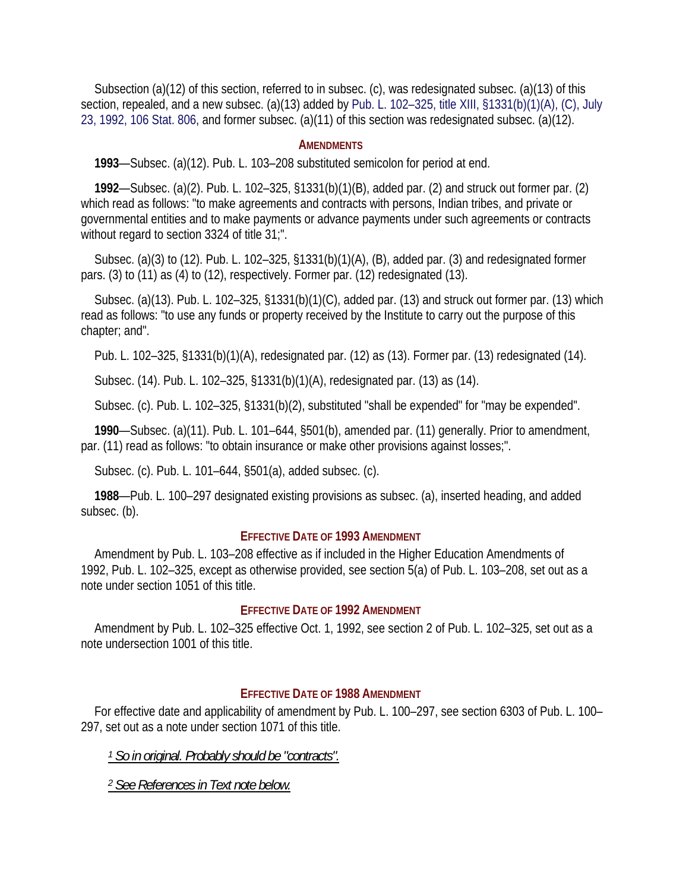Subsection (a)(12) of this section, referred to in subsec. (c), was redesignated subsec. (a)(13) of this section, repealed, and a new subsec. (a)(13) added by Pub. L. 102–325, title XIII, §1331(b)(1)(A), (C), July 23, 1992, 106 Stat. 806, and former subsec. (a)(11) of this section was redesignated subsec. (a)(12).

### Amendments

**1993**—Subsec. (a)(12). Pub. L. 103–208 substituted semicolon for period at end.

**1992**—Subsec. (a)(2). Pub. L. 102–325, §1331(b)(1)(B), added par. (2) and struck out former par. (2) which read as follows: "to make agreements and contracts with persons, Indian tribes, and private or governmental entities and to make payments or advance payments under such agreements or contracts without regard to section 3324 of title 31;".

Subsec. (a)(3) to (12). Pub. L. 102–325, §1331(b)(1)(A), (B), added par. (3) and redesignated former pars. (3) to (11) as (4) to (12), respectively. Former par. (12) redesignated (13).

Subsec. (a)(13). Pub. L. 102–325, §1331(b)(1)(C), added par. (13) and struck out former par. (13) which read as follows: "to use any funds or property received by the Institute to carry out the purpose of this chapter; and".

Pub. L. 102–325, §1331(b)(1)(A), redesignated par. (12) as (13). Former par. (13) redesignated (14).

Subsec. (14). Pub. L. 102–325, §1331(b)(1)(A), redesignated par. (13) as (14).

Subsec. (c). Pub. L. 102–325, §1331(b)(2), substituted "shall be expended" for "may be expended".

**1990**—Subsec. (a)(11). Pub. L. 101–644, §501(b), amended par. (11) generally. Prior to amendment, par. (11) read as follows: "to obtain insurance or make other provisions against losses;".

Subsec. (c). Pub. L. 101–644, §501(a), added subsec. (c).

**1988**—Pub. L. 100–297 designated existing provisions as subsec. (a), inserted heading, and added subsec. (b).

### Effective Date of 1993 Amendment

Amendment by Pub. L. 103–208 effective as if included in the Higher Education Amendments of 1992, Pub. L. 102–325, except as otherwise provided, see section 5(a) of Pub. L. 103–208, set out as a note under section 1051 of this title.

### Effective Date of 1992 Amendment

Amendment by Pub. L. 102–325 effective Oct. 1, 1992, see section 2 of Pub. L. 102–325, set out as a note undersection 1001 of this title.

### Effective Date of 1988 Amendment

For effective date and applicability of amendment by Pub. L. 100–297, see section 6303 of Pub. L. 100–297, set out as a note under section 1071 of this title.

[1] *So in original. Probably should be "contracts".*

[2] *See References in Text note below.*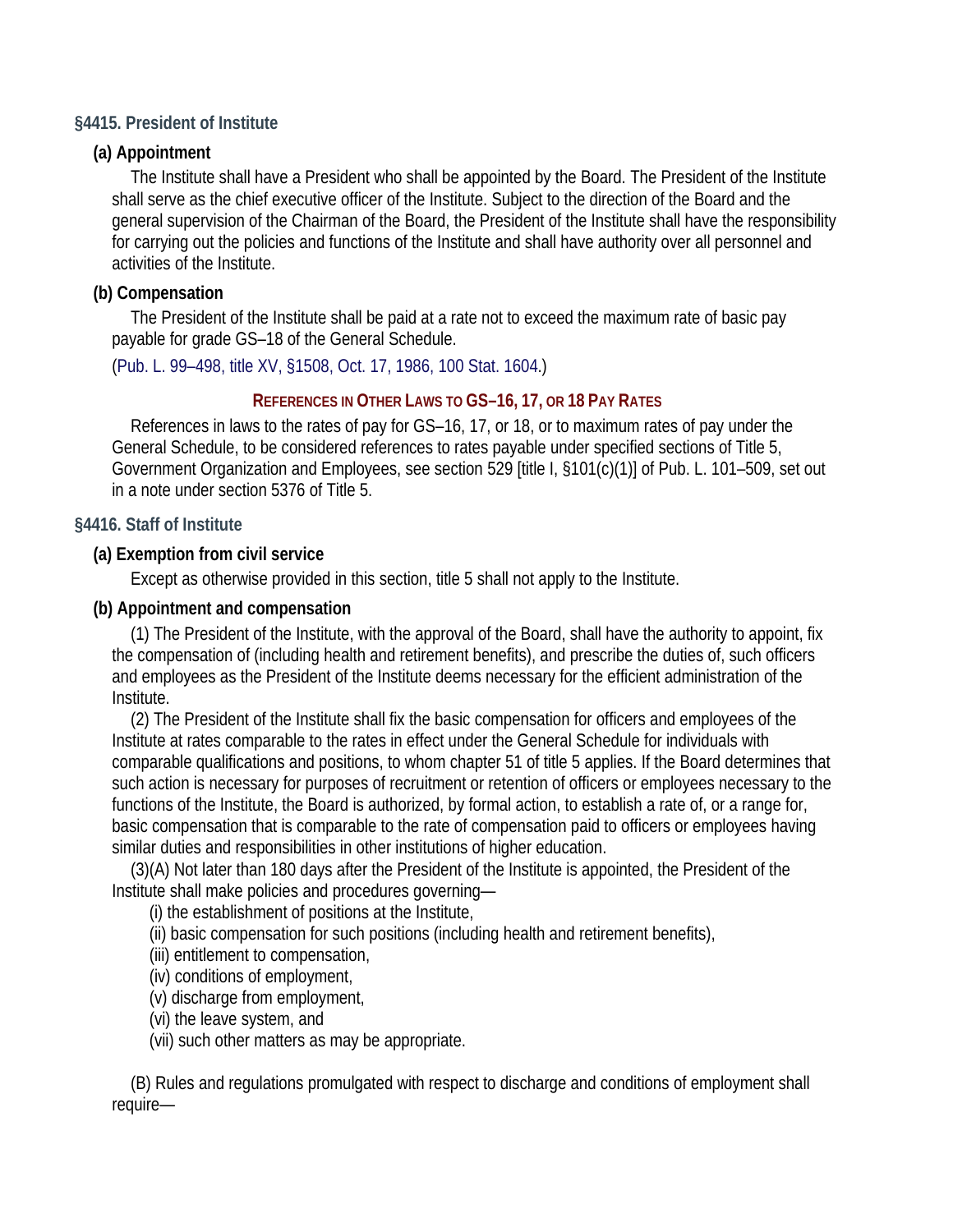### §4415. President of Institute

**(a) Appointment**

The Institute shall have a President who shall be appointed by the Board. The President of the Institute shall serve as the chief executive officer of the Institute. Subject to the direction of the Board and the general supervision of the Chairman of the Board, the President of the Institute shall have the responsibility for carrying out the policies and functions of the Institute and shall have authority over all personnel and activities of the Institute.

**(b) Compensation**

The President of the Institute shall be paid at a rate not to exceed the maximum rate of basic pay payable for grade GS–18 of the General Schedule.

(Pub. L. 99–498, title XV, §1508, Oct. 17, 1986, 100 Stat. 1604.)

**REFERENCES IN OTHER LAWS TO GS–16, 17, OR 18 PAY RATES**

References in laws to the rates of pay for GS–16, 17, or 18, or to maximum rates of pay under the General Schedule, to be considered references to rates payable under specified sections of Title 5, Government Organization and Employees, see section 529 [title I, §101(c)(1)] of Pub. L. 101–509, set out in a note under section 5376 of Title 5.

### §4416. Staff of Institute

**(a) Exemption from civil service**

Except as otherwise provided in this section, title 5 shall not apply to the Institute.

**(b) Appointment and compensation**

(1) The President of the Institute, with the approval of the Board, shall have the authority to appoint, fix the compensation of (including health and retirement benefits), and prescribe the duties of, such officers and employees as the President of the Institute deems necessary for the efficient administration of the Institute.

(2) The President of the Institute shall fix the basic compensation for officers and employees of the Institute at rates comparable to the rates in effect under the General Schedule for individuals with comparable qualifications and positions, to whom chapter 51 of title 5 applies. If the Board determines that such action is necessary for purposes of recruitment or retention of officers or employees necessary to the functions of the Institute, the Board is authorized, by formal action, to establish a rate of, or a range for, basic compensation that is comparable to the rate of compensation paid to officers or employees having similar duties and responsibilities in other institutions of higher education.

(3)(A) Not later than 180 days after the President of the Institute is appointed, the President of the Institute shall make policies and procedures governing—

(i) the establishment of positions at the Institute,

(ii) basic compensation for such positions (including health and retirement benefits),

(iii) entitlement to compensation,

(iv) conditions of employment,

(v) discharge from employment,

(vi) the leave system, and

(vii) such other matters as may be appropriate.

(B) Rules and regulations promulgated with respect to discharge and conditions of employment shall require—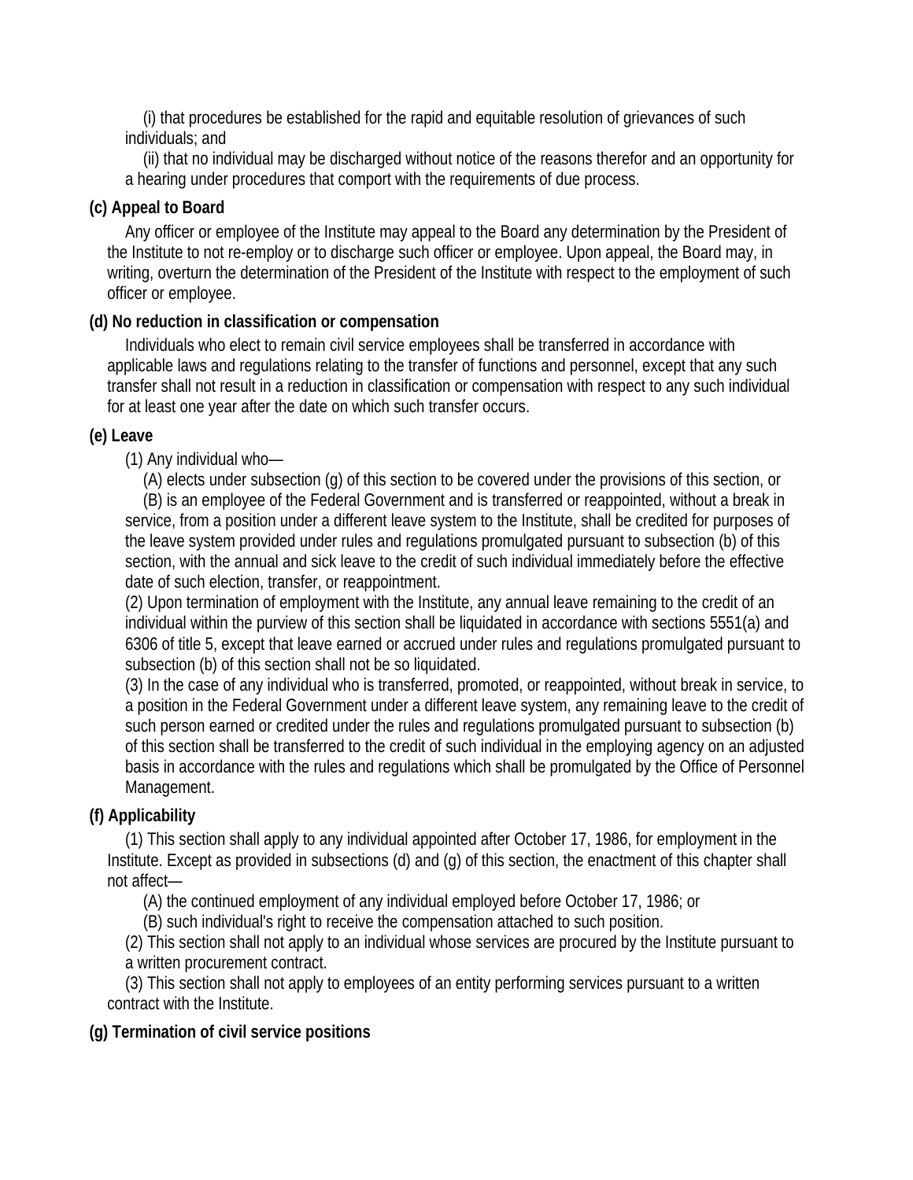(i) that procedures be established for the rapid and equitable resolution of grievances of such individuals; and

(ii) that no individual may be discharged without notice of the reasons therefor and an opportunity for a hearing under procedures that comport with the requirements of due process.

**(c) Appeal to Board**

Any officer or employee of the Institute may appeal to the Board any determination by the President of the Institute to not re-employ or to discharge such officer or employee. Upon appeal, the Board may, in writing, overturn the determination of the President of the Institute with respect to the employment of such officer or employee.

**(d) No reduction in classification or compensation**

Individuals who elect to remain civil service employees shall be transferred in accordance with applicable laws and regulations relating to the transfer of functions and personnel, except that any such transfer shall not result in a reduction in classification or compensation with respect to any such individual for at least one year after the date on which such transfer occurs.

**(e) Leave**

(1) Any individual who—

(A) elects under subsection (g) of this section to be covered under the provisions of this section, or

(B) is an employee of the Federal Government and is transferred or reappointed, without a break in service, from a position under a different leave system to the Institute, shall be credited for purposes of the leave system provided under rules and regulations promulgated pursuant to subsection (b) of this section, with the annual and sick leave to the credit of such individual immediately before the effective date of such election, transfer, or reappointment.

(2) Upon termination of employment with the Institute, any annual leave remaining to the credit of an individual within the purview of this section shall be liquidated in accordance with sections 5551(a) and 6306 of title 5, except that leave earned or accrued under rules and regulations promulgated pursuant to subsection (b) of this section shall not be so liquidated.

(3) In the case of any individual who is transferred, promoted, or reappointed, without break in service, to a position in the Federal Government under a different leave system, any remaining leave to the credit of such person earned or credited under the rules and regulations promulgated pursuant to subsection (b) of this section shall be transferred to the credit of such individual in the employing agency on an adjusted basis in accordance with the rules and regulations which shall be promulgated by the Office of Personnel Management.

**(f) Applicability**

(1) This section shall apply to any individual appointed after October 17, 1986, for employment in the Institute. Except as provided in subsections (d) and (g) of this section, the enactment of this chapter shall not affect—

(A) the continued employment of any individual employed before October 17, 1986; or

(B) such individual's right to receive the compensation attached to such position.

(2) This section shall not apply to an individual whose services are procured by the Institute pursuant to a written procurement contract.

(3) This section shall not apply to employees of an entity performing services pursuant to a written contract with the Institute.

**(g) Termination of civil service positions**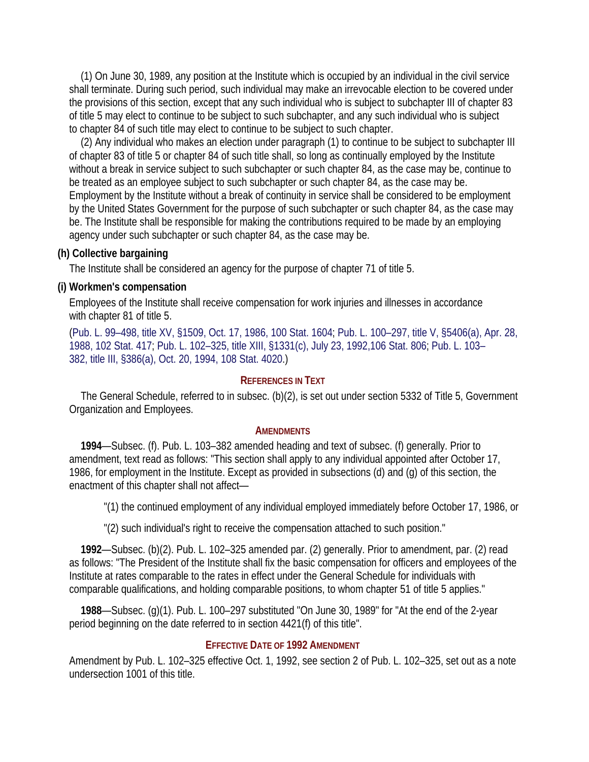(1) On June 30, 1989, any position at the Institute which is occupied by an individual in the civil service shall terminate. During such period, such individual may make an irrevocable election to be covered under the provisions of this section, except that any such individual who is subject to subchapter III of chapter 83 of title 5 may elect to continue to be subject to such subchapter, and any such individual who is subject to chapter 84 of such title may elect to continue to be subject to such chapter.

(2) Any individual who makes an election under paragraph (1) to continue to be subject to subchapter III of chapter 83 of title 5 or chapter 84 of such title shall, so long as continually employed by the Institute without a break in service subject to such subchapter or such chapter 84, as the case may be, continue to be treated as an employee subject to such subchapter or such chapter 84, as the case may be. Employment by the Institute without a break of continuity in service shall be considered to be employment by the United States Government for the purpose of such subchapter or such chapter 84, as the case may be. The Institute shall be responsible for making the contributions required to be made by an employing agency under such subchapter or such chapter 84, as the case may be.

**(h) Collective bargaining**

The Institute shall be considered an agency for the purpose of chapter 71 of title 5.

**(i) Workmen's compensation**

Employees of the Institute shall receive compensation for work injuries and illnesses in accordance with chapter 81 of title 5.

(Pub. L. 99–498, title XV, §1509, Oct. 17, 1986, 100 Stat. 1604; Pub. L. 100–297, title V, §5406(a), Apr. 28, 1988, 102 Stat. 417; Pub. L. 102–325, title XIII, §1331(c), July 23, 1992,106 Stat. 806; Pub. L. 103–382, title III, §386(a), Oct. 20, 1994, 108 Stat. 4020.)

## References in Text

The General Schedule, referred to in subsec. (b)(2), is set out under section 5332 of Title 5, Government Organization and Employees.

## Amendments

**1994**—Subsec. (f). Pub. L. 103–382 amended heading and text of subsec. (f) generally. Prior to amendment, text read as follows: "This section shall apply to any individual appointed after October 17, 1986, for employment in the Institute. Except as provided in subsections (d) and (g) of this section, the enactment of this chapter shall not affect—

"(1) the continued employment of any individual employed immediately before October 17, 1986, or

"(2) such individual's right to receive the compensation attached to such position."

**1992**—Subsec. (b)(2). Pub. L. 102–325 amended par. (2) generally. Prior to amendment, par. (2) read as follows: "The President of the Institute shall fix the basic compensation for officers and employees of the Institute at rates comparable to the rates in effect under the General Schedule for individuals with comparable qualifications, and holding comparable positions, to whom chapter 51 of title 5 applies."

**1988**—Subsec. (g)(1). Pub. L. 100–297 substituted "On June 30, 1989" for "At the end of the 2-year period beginning on the date referred to in section 4421(f) of this title".

## Effective Date of 1992 Amendment

Amendment by Pub. L. 102–325 effective Oct. 1, 1992, see section 2 of Pub. L. 102–325, set out as a note undersection 1001 of this title.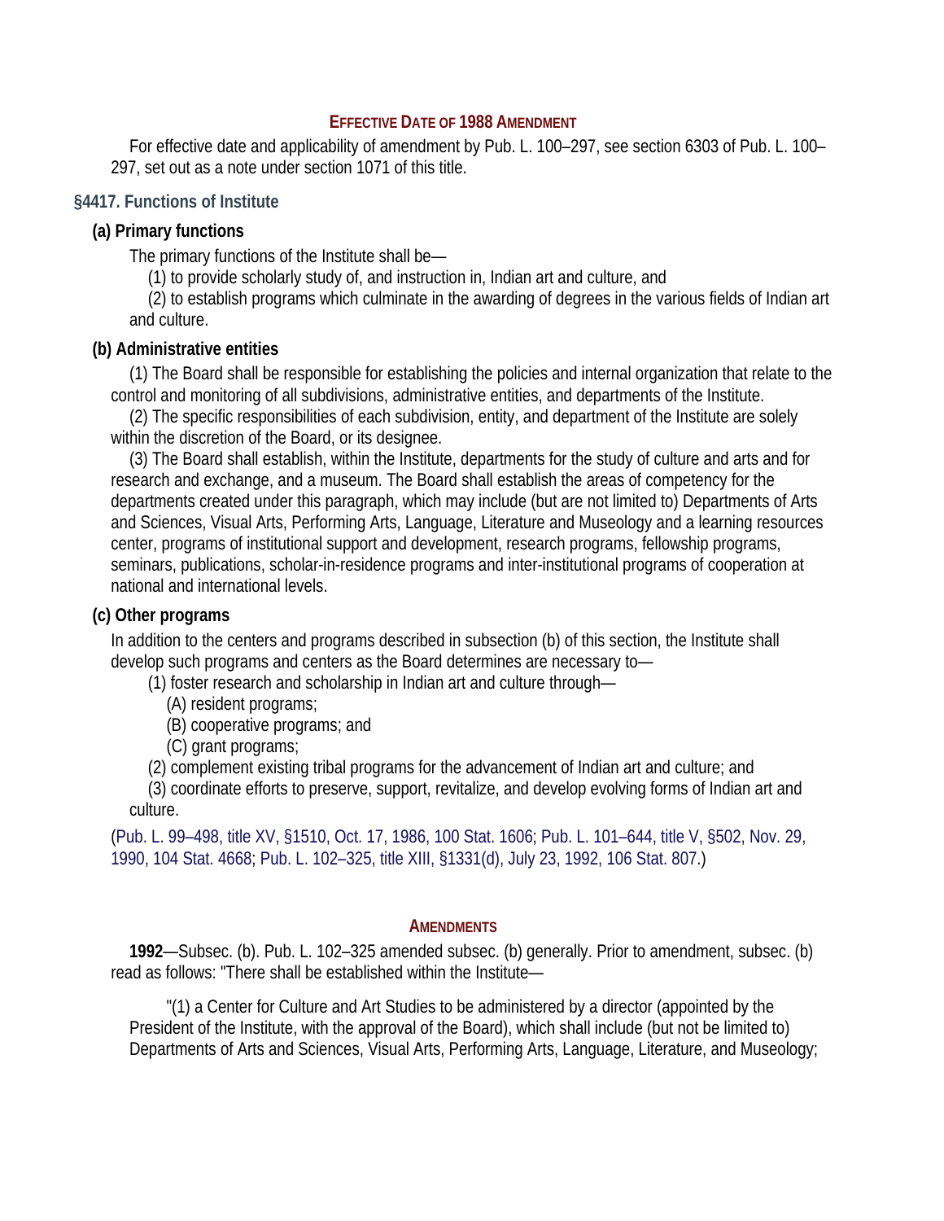#### Effective Date of 1988 Amendment

For effective date and applicability of amendment by Pub. L. 100–297, see section 6303 of Pub. L. 100–297, set out as a note under section 1071 of this title.

### §4417. Functions of Institute

#### (a) Primary functions

The primary functions of the Institute shall be—

(1) to provide scholarly study of, and instruction in, Indian art and culture, and

(2) to establish programs which culminate in the awarding of degrees in the various fields of Indian art and culture.

#### (b) Administrative entities

(1) The Board shall be responsible for establishing the policies and internal organization that relate to the control and monitoring of all subdivisions, administrative entities, and departments of the Institute.

(2) The specific responsibilities of each subdivision, entity, and department of the Institute are solely within the discretion of the Board, or its designee.

(3) The Board shall establish, within the Institute, departments for the study of culture and arts and for research and exchange, and a museum. The Board shall establish the areas of competency for the departments created under this paragraph, which may include (but are not limited to) Departments of Arts and Sciences, Visual Arts, Performing Arts, Language, Literature and Museology and a learning resources center, programs of institutional support and development, research programs, fellowship programs, seminars, publications, scholar-in-residence programs and inter-institutional programs of cooperation at national and international levels.

#### (c) Other programs

In addition to the centers and programs described in subsection (b) of this section, the Institute shall develop such programs and centers as the Board determines are necessary to—

(1) foster research and scholarship in Indian art and culture through—

(A) resident programs;

(B) cooperative programs; and

(C) grant programs;

(2) complement existing tribal programs for the advancement of Indian art and culture; and

(3) coordinate efforts to preserve, support, revitalize, and develop evolving forms of Indian art and culture.

(Pub. L. 99–498, title XV, §1510, Oct. 17, 1986, 100 Stat. 1606; Pub. L. 101–644, title V, §502, Nov. 29, 1990, 104 Stat. 4668; Pub. L. 102–325, title XIII, §1331(d), July 23, 1992, 106 Stat. 807.)

#### Amendments

**1992**—Subsec. (b). Pub. L. 102–325 amended subsec. (b) generally. Prior to amendment, subsec. (b) read as follows: "There shall be established within the Institute—

"(1) a Center for Culture and Art Studies to be administered by a director (appointed by the President of the Institute, with the approval of the Board), which shall include (but not be limited to) Departments of Arts and Sciences, Visual Arts, Performing Arts, Language, Literature, and Museology;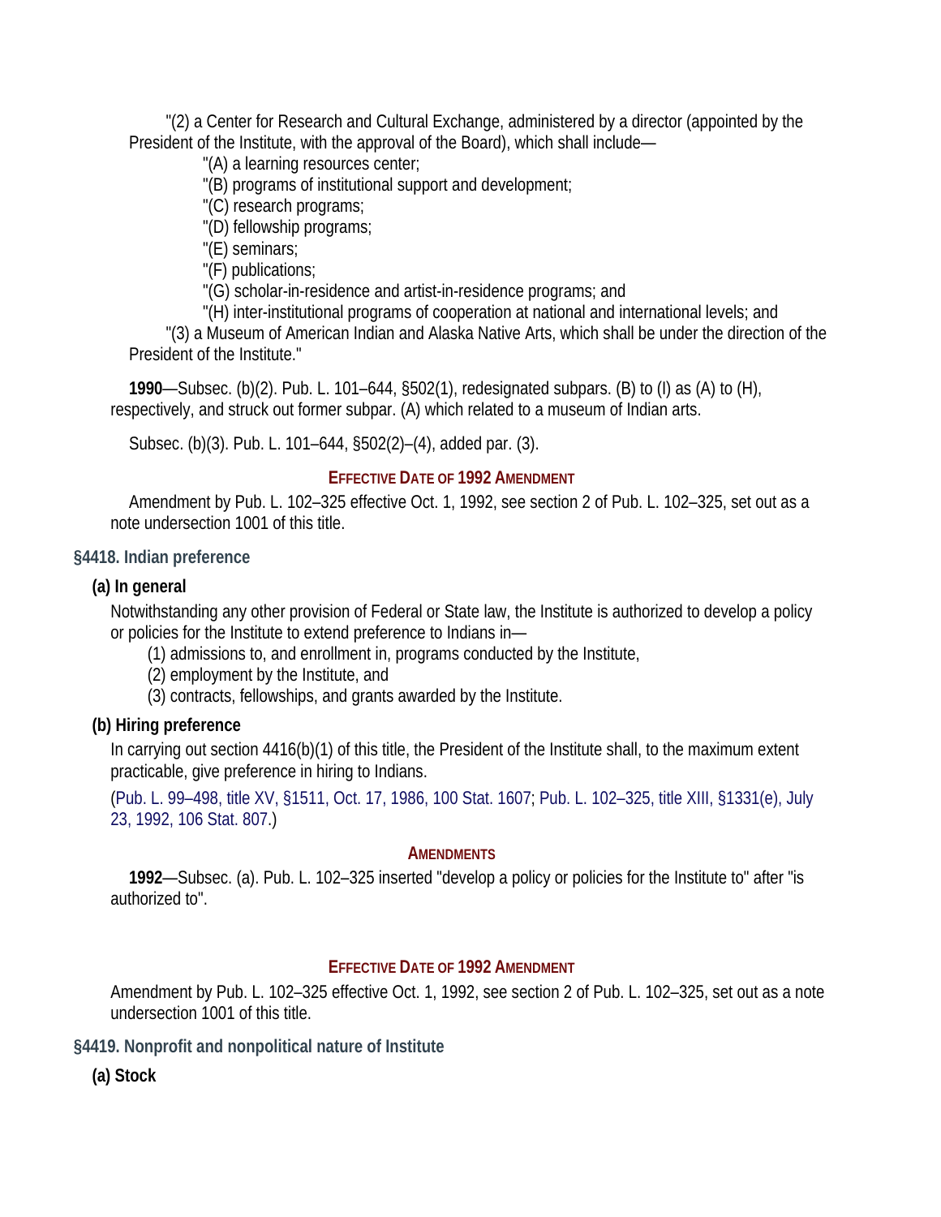"(2) a Center for Research and Cultural Exchange, administered by a director (appointed by the President of the Institute, with the approval of the Board), which shall include—

"(A) a learning resources center;

"(B) programs of institutional support and development;

"(C) research programs;

"(D) fellowship programs;

"(E) seminars;

"(F) publications;

"(G) scholar-in-residence and artist-in-residence programs; and

"(H) inter-institutional programs of cooperation at national and international levels; and

"(3) a Museum of American Indian and Alaska Native Arts, which shall be under the direction of the President of the Institute."

**1990**—Subsec. (b)(2). Pub. L. 101–644, §502(1), redesignated subpars. (B) to (I) as (A) to (H), respectively, and struck out former subpar. (A) which related to a museum of Indian arts.

Subsec. (b)(3). Pub. L. 101–644, §502(2)–(4), added par. (3).

#### Effective Date of 1992 Amendment

Amendment by Pub. L. 102–325 effective Oct. 1, 1992, see section 2 of Pub. L. 102–325, set out as a note undersection 1001 of this title.

## §4418. Indian preference

### (a) In general

Notwithstanding any other provision of Federal or State law, the Institute is authorized to develop a policy or policies for the Institute to extend preference to Indians in—

(1) admissions to, and enrollment in, programs conducted by the Institute,

(2) employment by the Institute, and

(3) contracts, fellowships, and grants awarded by the Institute.

### (b) Hiring preference

In carrying out section 4416(b)(1) of this title, the President of the Institute shall, to the maximum extent practicable, give preference in hiring to Indians.

(Pub. L. 99–498, title XV, §1511, Oct. 17, 1986, 100 Stat. 1607; Pub. L. 102–325, title XIII, §1331(e), July 23, 1992, 106 Stat. 807.)

#### Amendments

**1992**—Subsec. (a). Pub. L. 102–325 inserted "develop a policy or policies for the Institute to" after "is authorized to".

#### Effective Date of 1992 Amendment

Amendment by Pub. L. 102–325 effective Oct. 1, 1992, see section 2 of Pub. L. 102–325, set out as a note undersection 1001 of this title.

## §4419. Nonprofit and nonpolitical nature of Institute

### (a) Stock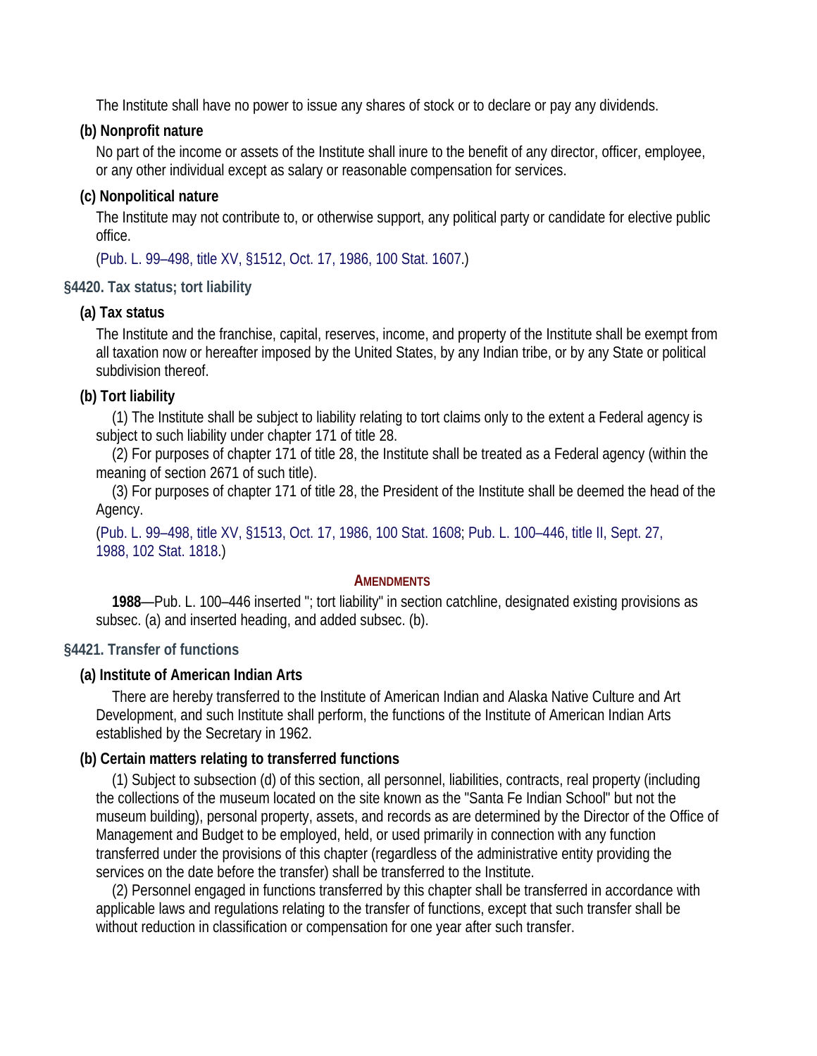The Institute shall have no power to issue any shares of stock or to declare or pay any dividends.

**(b) Nonprofit nature**

No part of the income or assets of the Institute shall inure to the benefit of any director, officer, employee, or any other individual except as salary or reasonable compensation for services.

**(c) Nonpolitical nature**

The Institute may not contribute to, or otherwise support, any political party or candidate for elective public office.

(Pub. L. 99–498, title XV, §1512, Oct. 17, 1986, 100 Stat. 1607.)

### §4420. Tax status; tort liability

**(a) Tax status**

The Institute and the franchise, capital, reserves, income, and property of the Institute shall be exempt from all taxation now or hereafter imposed by the United States, by any Indian tribe, or by any State or political subdivision thereof.

**(b) Tort liability**

(1) The Institute shall be subject to liability relating to tort claims only to the extent a Federal agency is subject to such liability under chapter 171 of title 28.

(2) For purposes of chapter 171 of title 28, the Institute shall be treated as a Federal agency (within the meaning of section 2671 of such title).

(3) For purposes of chapter 171 of title 28, the President of the Institute shall be deemed the head of the Agency.

(Pub. L. 99–498, title XV, §1513, Oct. 17, 1986, 100 Stat. 1608; Pub. L. 100–446, title II, Sept. 27, 1988, 102 Stat. 1818.)

#### Amendments

**1988**—Pub. L. 100–446 inserted "; tort liability" in section catchline, designated existing provisions as subsec. (a) and inserted heading, and added subsec. (b).

### §4421. Transfer of functions

**(a) Institute of American Indian Arts**

There are hereby transferred to the Institute of American Indian and Alaska Native Culture and Art Development, and such Institute shall perform, the functions of the Institute of American Indian Arts established by the Secretary in 1962.

**(b) Certain matters relating to transferred functions**

(1) Subject to subsection (d) of this section, all personnel, liabilities, contracts, real property (including the collections of the museum located on the site known as the "Santa Fe Indian School" but not the museum building), personal property, assets, and records as are determined by the Director of the Office of Management and Budget to be employed, held, or used primarily in connection with any function transferred under the provisions of this chapter (regardless of the administrative entity providing the services on the date before the transfer) shall be transferred to the Institute.

(2) Personnel engaged in functions transferred by this chapter shall be transferred in accordance with applicable laws and regulations relating to the transfer of functions, except that such transfer shall be without reduction in classification or compensation for one year after such transfer.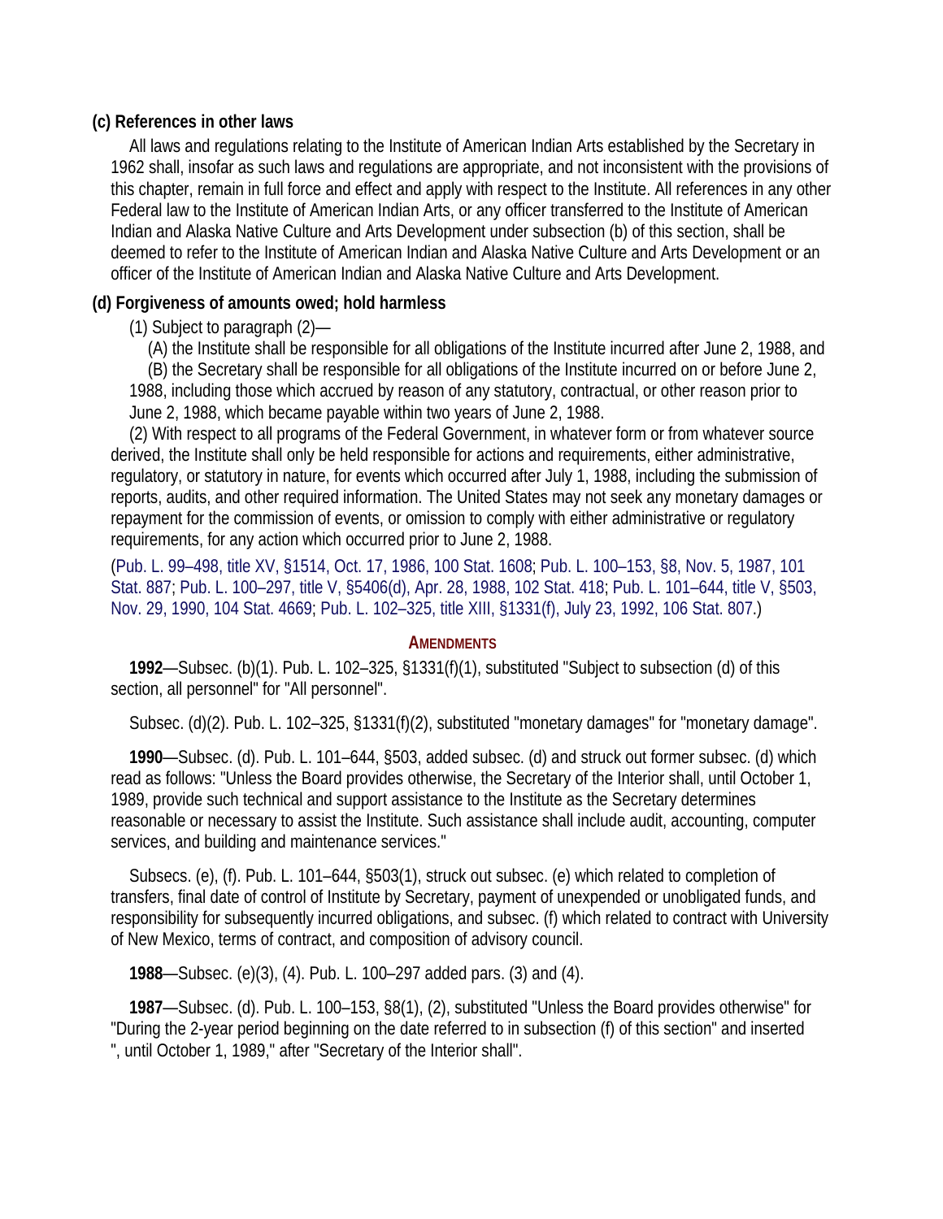**(c) References in other laws**

All laws and regulations relating to the Institute of American Indian Arts established by the Secretary in 1962 shall, insofar as such laws and regulations are appropriate, and not inconsistent with the provisions of this chapter, remain in full force and effect and apply with respect to the Institute. All references in any other Federal law to the Institute of American Indian Arts, or any officer transferred to the Institute of American Indian and Alaska Native Culture and Arts Development under subsection (b) of this section, shall be deemed to refer to the Institute of American Indian and Alaska Native Culture and Arts Development or an officer of the Institute of American Indian and Alaska Native Culture and Arts Development.

**(d) Forgiveness of amounts owed; hold harmless**

(1) Subject to paragraph (2)—

(A) the Institute shall be responsible for all obligations of the Institute incurred after June 2, 1988, and

(B) the Secretary shall be responsible for all obligations of the Institute incurred on or before June 2, 1988, including those which accrued by reason of any statutory, contractual, or other reason prior to June 2, 1988, which became payable within two years of June 2, 1988.

(2) With respect to all programs of the Federal Government, in whatever form or from whatever source derived, the Institute shall only be held responsible for actions and requirements, either administrative, regulatory, or statutory in nature, for events which occurred after July 1, 1988, including the submission of reports, audits, and other required information. The United States may not seek any monetary damages or repayment for the commission of events, or omission to comply with either administrative or regulatory requirements, for any action which occurred prior to June 2, 1988.

(Pub. L. 99–498, title XV, §1514, Oct. 17, 1986, 100 Stat. 1608; Pub. L. 100–153, §8, Nov. 5, 1987, 101 Stat. 887; Pub. L. 100–297, title V, §5406(d), Apr. 28, 1988, 102 Stat. 418; Pub. L. 101–644, title V, §503, Nov. 29, 1990, 104 Stat. 4669; Pub. L. 102–325, title XIII, §1331(f), July 23, 1992, 106 Stat. 807.)

## Amendments

**1992**—Subsec. (b)(1). Pub. L. 102–325, §1331(f)(1), substituted "Subject to subsection (d) of this section, all personnel" for "All personnel".

Subsec. (d)(2). Pub. L. 102–325, §1331(f)(2), substituted "monetary damages" for "monetary damage".

**1990**—Subsec. (d). Pub. L. 101–644, §503, added subsec. (d) and struck out former subsec. (d) which read as follows: "Unless the Board provides otherwise, the Secretary of the Interior shall, until October 1, 1989, provide such technical and support assistance to the Institute as the Secretary determines reasonable or necessary to assist the Institute. Such assistance shall include audit, accounting, computer services, and building and maintenance services."

Subsecs. (e), (f). Pub. L. 101–644, §503(1), struck out subsec. (e) which related to completion of transfers, final date of control of Institute by Secretary, payment of unexpended or unobligated funds, and responsibility for subsequently incurred obligations, and subsec. (f) which related to contract with University of New Mexico, terms of contract, and composition of advisory council.

**1988**—Subsec. (e)(3), (4). Pub. L. 100–297 added pars. (3) and (4).

**1987**—Subsec. (d). Pub. L. 100–153, §8(1), (2), substituted "Unless the Board provides otherwise" for "During the 2-year period beginning on the date referred to in subsection (f) of this section" and inserted ", until October 1, 1989," after "Secretary of the Interior shall".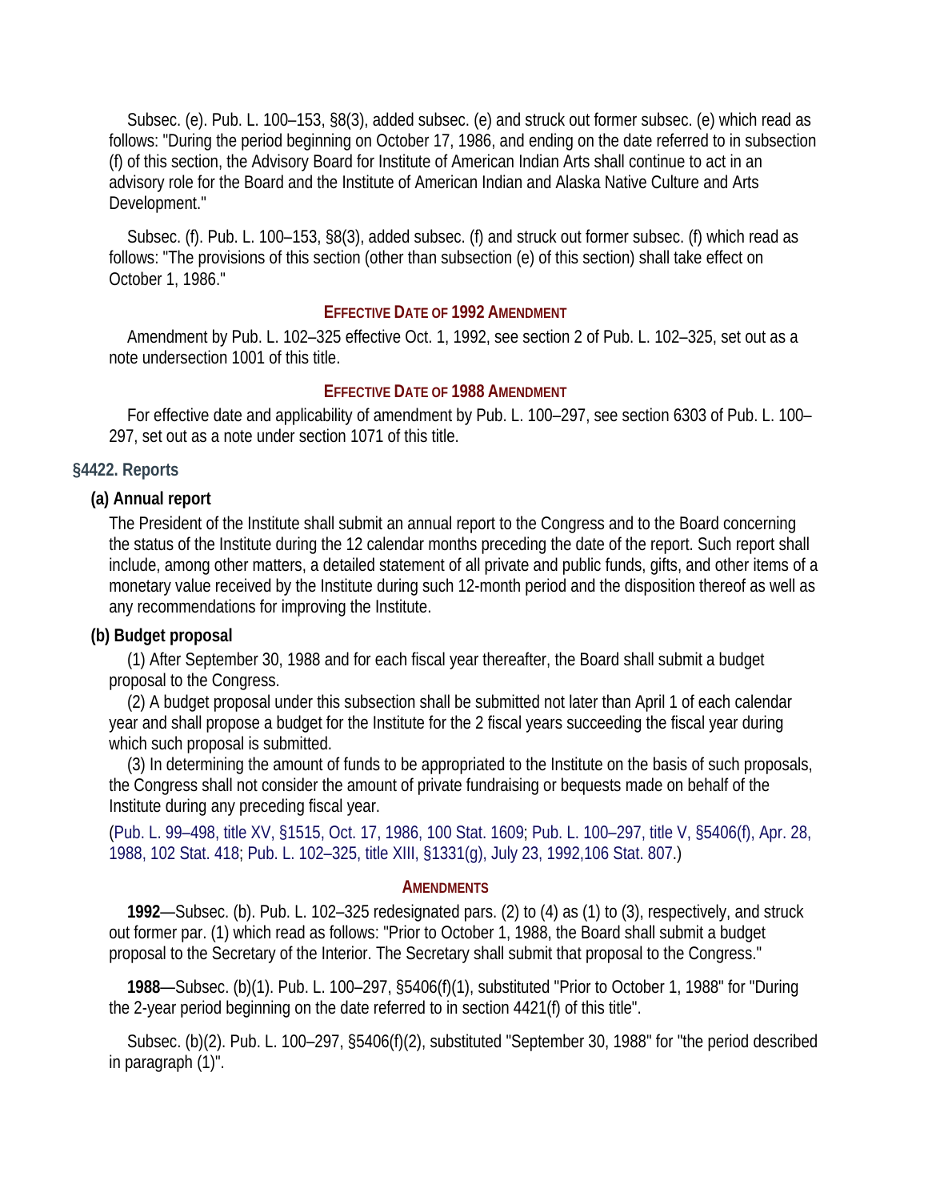Subsec. (e). Pub. L. 100–153, §8(3), added subsec. (e) and struck out former subsec. (e) which read as follows: "During the period beginning on October 17, 1986, and ending on the date referred to in subsection (f) of this section, the Advisory Board for Institute of American Indian Arts shall continue to act in an advisory role for the Board and the Institute of American Indian and Alaska Native Culture and Arts Development."

Subsec. (f). Pub. L. 100–153, §8(3), added subsec. (f) and struck out former subsec. (f) which read as follows: "The provisions of this section (other than subsection (e) of this section) shall take effect on October 1, 1986."

#### Effective Date of 1992 Amendment

Amendment by Pub. L. 102–325 effective Oct. 1, 1992, see section 2 of Pub. L. 102–325, set out as a note undersection 1001 of this title.

#### Effective Date of 1988 Amendment

For effective date and applicability of amendment by Pub. L. 100–297, see section 6303 of Pub. L. 100–297, set out as a note under section 1071 of this title.

### §4422. Reports

**(a) Annual report**

The President of the Institute shall submit an annual report to the Congress and to the Board concerning the status of the Institute during the 12 calendar months preceding the date of the report. Such report shall include, among other matters, a detailed statement of all private and public funds, gifts, and other items of a monetary value received by the Institute during such 12-month period and the disposition thereof as well as any recommendations for improving the Institute.

**(b) Budget proposal**

(1) After September 30, 1988 and for each fiscal year thereafter, the Board shall submit a budget proposal to the Congress.

(2) A budget proposal under this subsection shall be submitted not later than April 1 of each calendar year and shall propose a budget for the Institute for the 2 fiscal years succeeding the fiscal year during which such proposal is submitted.

(3) In determining the amount of funds to be appropriated to the Institute on the basis of such proposals, the Congress shall not consider the amount of private fundraising or bequests made on behalf of the Institute during any preceding fiscal year.

(Pub. L. 99–498, title XV, §1515, Oct. 17, 1986, 100 Stat. 1609; Pub. L. 100–297, title V, §5406(f), Apr. 28, 1988, 102 Stat. 418; Pub. L. 102–325, title XIII, §1331(g), July 23, 1992,106 Stat. 807.)

#### Amendments

**1992**—Subsec. (b). Pub. L. 102–325 redesignated pars. (2) to (4) as (1) to (3), respectively, and struck out former par. (1) which read as follows: "Prior to October 1, 1988, the Board shall submit a budget proposal to the Secretary of the Interior. The Secretary shall submit that proposal to the Congress."

**1988**—Subsec. (b)(1). Pub. L. 100–297, §5406(f)(1), substituted "Prior to October 1, 1988" for "During the 2-year period beginning on the date referred to in section 4421(f) of this title".

Subsec. (b)(2). Pub. L. 100–297, §5406(f)(2), substituted "September 30, 1988" for "the period described in paragraph (1)".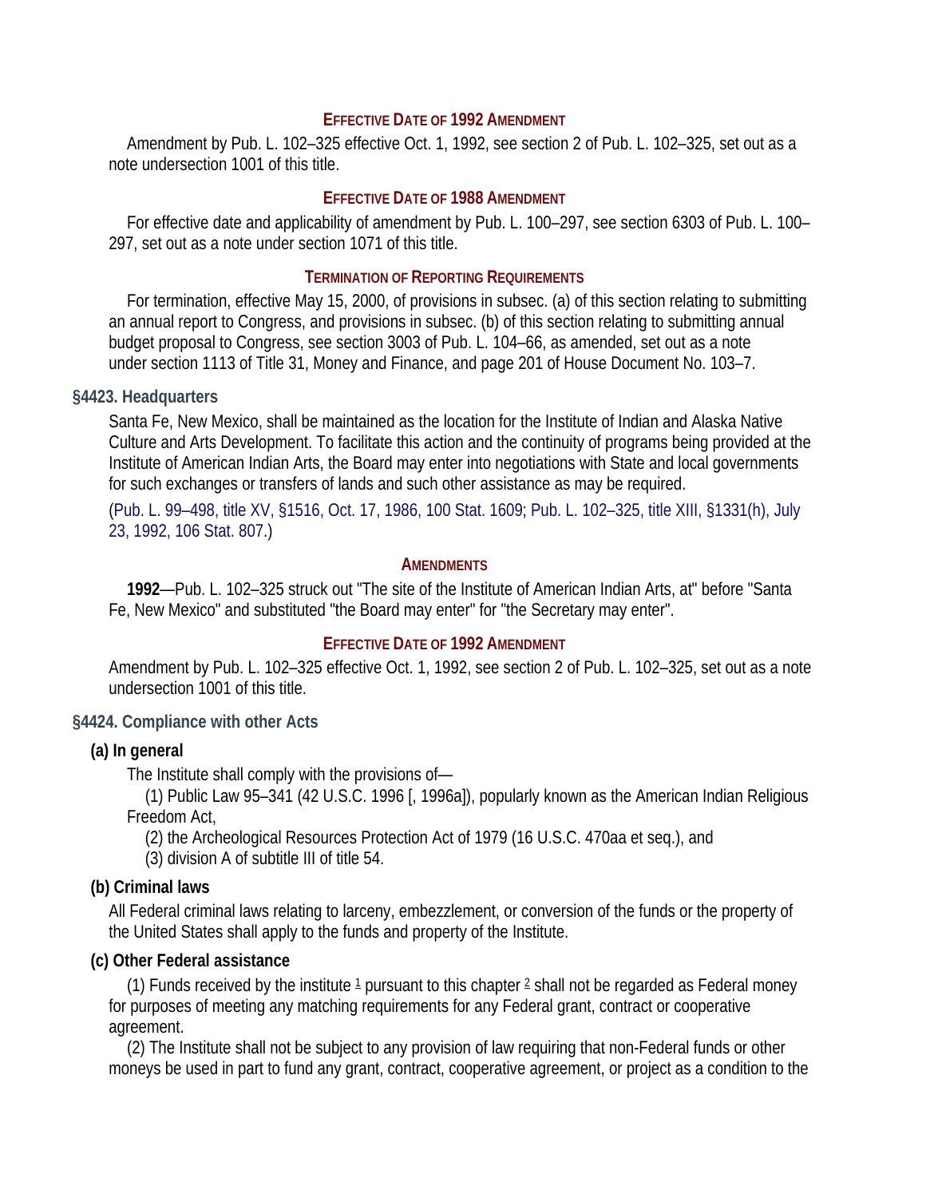#### Effective Date of 1992 Amendment

Amendment by Pub. L. 102–325 effective Oct. 1, 1992, see section 2 of Pub. L. 102–325, set out as a note undersection 1001 of this title.

#### Effective Date of 1988 Amendment

For effective date and applicability of amendment by Pub. L. 100–297, see section 6303 of Pub. L. 100–297, set out as a note under section 1071 of this title.

#### Termination of Reporting Requirements

For termination, effective May 15, 2000, of provisions in subsec. (a) of this section relating to submitting an annual report to Congress, and provisions in subsec. (b) of this section relating to submitting annual budget proposal to Congress, see section 3003 of Pub. L. 104–66, as amended, set out as a note under section 1113 of Title 31, Money and Finance, and page 201 of House Document No. 103–7.

### §4423. Headquarters

Santa Fe, New Mexico, shall be maintained as the location for the Institute of Indian and Alaska Native Culture and Arts Development. To facilitate this action and the continuity of programs being provided at the Institute of American Indian Arts, the Board may enter into negotiations with State and local governments for such exchanges or transfers of lands and such other assistance as may be required.

(Pub. L. 99–498, title XV, §1516, Oct. 17, 1986, 100 Stat. 1609; Pub. L. 102–325, title XIII, §1331(h), July 23, 1992, 106 Stat. 807.)

#### Amendments

**1992**—Pub. L. 102–325 struck out "The site of the Institute of American Indian Arts, at" before "Santa Fe, New Mexico" and substituted "the Board may enter" for "the Secretary may enter".

#### Effective Date of 1992 Amendment

Amendment by Pub. L. 102–325 effective Oct. 1, 1992, see section 2 of Pub. L. 102–325, set out as a note undersection 1001 of this title.

### §4424. Compliance with other Acts

**(a) In general**

The Institute shall comply with the provisions of—

(1) Public Law 95–341 (42 U.S.C. 1996 [, 1996a]), popularly known as the American Indian Religious Freedom Act,

(2) the Archeological Resources Protection Act of 1979 (16 U.S.C. 470aa et seq.), and

(3) division A of subtitle III of title 54.

**(b) Criminal laws**

All Federal criminal laws relating to larceny, embezzlement, or conversion of the funds or the property of the United States shall apply to the funds and property of the Institute.

**(c) Other Federal assistance**

(1) Funds received by the institute [1] pursuant to this chapter [2] shall not be regarded as Federal money for purposes of meeting any matching requirements for any Federal grant, contract or cooperative agreement.

(2) The Institute shall not be subject to any provision of law requiring that non-Federal funds or other moneys be used in part to fund any grant, contract, cooperative agreement, or project as a condition to the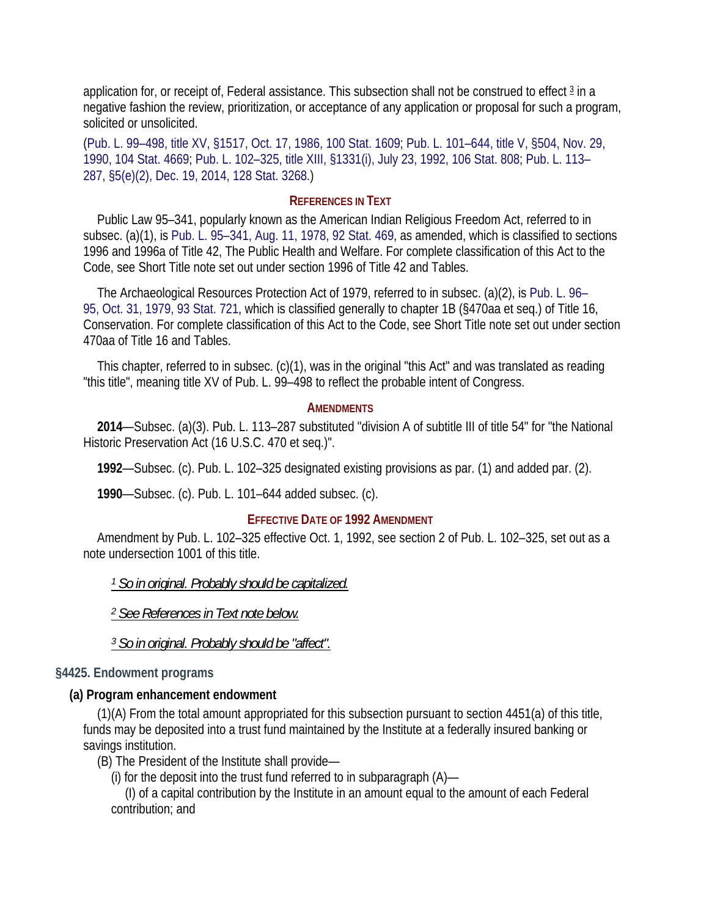application for, or receipt of, Federal assistance. This subsection shall not be construed to effect [3] in a negative fashion the review, prioritization, or acceptance of any application or proposal for such a program, solicited or unsolicited.

(Pub. L. 99–498, title XV, §1517, Oct. 17, 1986, 100 Stat. 1609; Pub. L. 101–644, title V, §504, Nov. 29, 1990, 104 Stat. 4669; Pub. L. 102–325, title XIII, §1331(i), July 23, 1992, 106 Stat. 808; Pub. L. 113–287, §5(e)(2), Dec. 19, 2014, 128 Stat. 3268.)

#### References in Text

Public Law 95–341, popularly known as the American Indian Religious Freedom Act, referred to in subsec. (a)(1), is Pub. L. 95–341, Aug. 11, 1978, 92 Stat. 469, as amended, which is classified to sections 1996 and 1996a of Title 42, The Public Health and Welfare. For complete classification of this Act to the Code, see Short Title note set out under section 1996 of Title 42 and Tables.

The Archaeological Resources Protection Act of 1979, referred to in subsec. (a)(2), is Pub. L. 96–95, Oct. 31, 1979, 93 Stat. 721, which is classified generally to chapter 1B (§470aa et seq.) of Title 16, Conservation. For complete classification of this Act to the Code, see Short Title note set out under section 470aa of Title 16 and Tables.

This chapter, referred to in subsec. (c)(1), was in the original "this Act" and was translated as reading "this title", meaning title XV of Pub. L. 99–498 to reflect the probable intent of Congress.

#### Amendments

**2014**—Subsec. (a)(3). Pub. L. 113–287 substituted "division A of subtitle III of title 54" for "the National Historic Preservation Act (16 U.S.C. 470 et seq.)".

**1992**—Subsec. (c). Pub. L. 102–325 designated existing provisions as par. (1) and added par. (2).

**1990**—Subsec. (c). Pub. L. 101–644 added subsec. (c).

#### Effective Date of 1992 Amendment

Amendment by Pub. L. 102–325 effective Oct. 1, 1992, see section 2 of Pub. L. 102–325, set out as a note undersection 1001 of this title.

[1] *So in original. Probably should be capitalized.*

[2] *See References in Text note below.*

[3] *So in original. Probably should be "affect".*

### §4425. Endowment programs

**(a) Program enhancement endowment**

(1)(A) From the total amount appropriated for this subsection pursuant to section 4451(a) of this title, funds may be deposited into a trust fund maintained by the Institute at a federally insured banking or savings institution.

(B) The President of the Institute shall provide—

(i) for the deposit into the trust fund referred to in subparagraph (A)—

(I) of a capital contribution by the Institute in an amount equal to the amount of each Federal contribution; and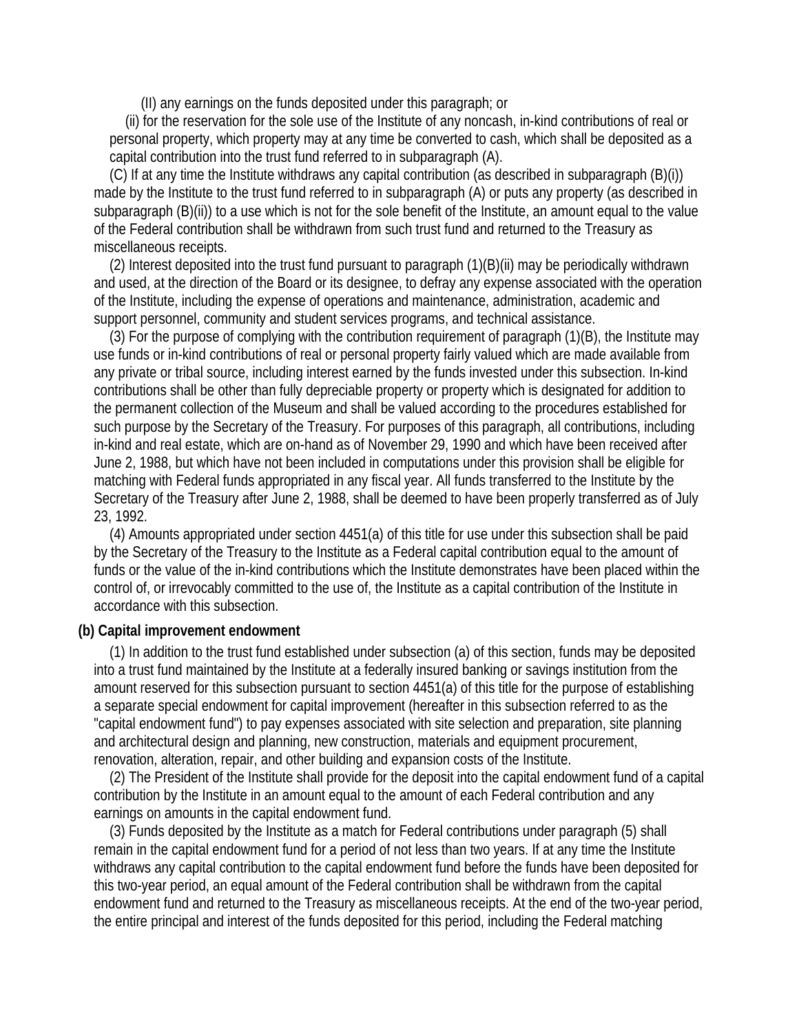(II) any earnings on the funds deposited under this paragraph; or

(ii) for the reservation for the sole use of the Institute of any noncash, in-kind contributions of real or personal property, which property may at any time be converted to cash, which shall be deposited as a capital contribution into the trust fund referred to in subparagraph (A).

(C) If at any time the Institute withdraws any capital contribution (as described in subparagraph (B)(i)) made by the Institute to the trust fund referred to in subparagraph (A) or puts any property (as described in subparagraph (B)(ii)) to a use which is not for the sole benefit of the Institute, an amount equal to the value of the Federal contribution shall be withdrawn from such trust fund and returned to the Treasury as miscellaneous receipts.

(2) Interest deposited into the trust fund pursuant to paragraph (1)(B)(ii) may be periodically withdrawn and used, at the direction of the Board or its designee, to defray any expense associated with the operation of the Institute, including the expense of operations and maintenance, administration, academic and support personnel, community and student services programs, and technical assistance.

(3) For the purpose of complying with the contribution requirement of paragraph (1)(B), the Institute may use funds or in-kind contributions of real or personal property fairly valued which are made available from any private or tribal source, including interest earned by the funds invested under this subsection. In-kind contributions shall be other than fully depreciable property or property which is designated for addition to the permanent collection of the Museum and shall be valued according to the procedures established for such purpose by the Secretary of the Treasury. For purposes of this paragraph, all contributions, including in-kind and real estate, which are on-hand as of November 29, 1990 and which have been received after June 2, 1988, but which have not been included in computations under this provision shall be eligible for matching with Federal funds appropriated in any fiscal year. All funds transferred to the Institute by the Secretary of the Treasury after June 2, 1988, shall be deemed to have been properly transferred as of July 23, 1992.

(4) Amounts appropriated under section 4451(a) of this title for use under this subsection shall be paid by the Secretary of the Treasury to the Institute as a Federal capital contribution equal to the amount of funds or the value of the in-kind contributions which the Institute demonstrates have been placed within the control of, or irrevocably committed to the use of, the Institute as a capital contribution of the Institute in accordance with this subsection.

**(b) Capital improvement endowment**

(1) In addition to the trust fund established under subsection (a) of this section, funds may be deposited into a trust fund maintained by the Institute at a federally insured banking or savings institution from the amount reserved for this subsection pursuant to section 4451(a) of this title for the purpose of establishing a separate special endowment for capital improvement (hereafter in this subsection referred to as the "capital endowment fund") to pay expenses associated with site selection and preparation, site planning and architectural design and planning, new construction, materials and equipment procurement, renovation, alteration, repair, and other building and expansion costs of the Institute.

(2) The President of the Institute shall provide for the deposit into the capital endowment fund of a capital contribution by the Institute in an amount equal to the amount of each Federal contribution and any earnings on amounts in the capital endowment fund.

(3) Funds deposited by the Institute as a match for Federal contributions under paragraph (5) shall remain in the capital endowment fund for a period of not less than two years. If at any time the Institute withdraws any capital contribution to the capital endowment fund before the funds have been deposited for this two-year period, an equal amount of the Federal contribution shall be withdrawn from the capital endowment fund and returned to the Treasury as miscellaneous receipts. At the end of the two-year period, the entire principal and interest of the funds deposited for this period, including the Federal matching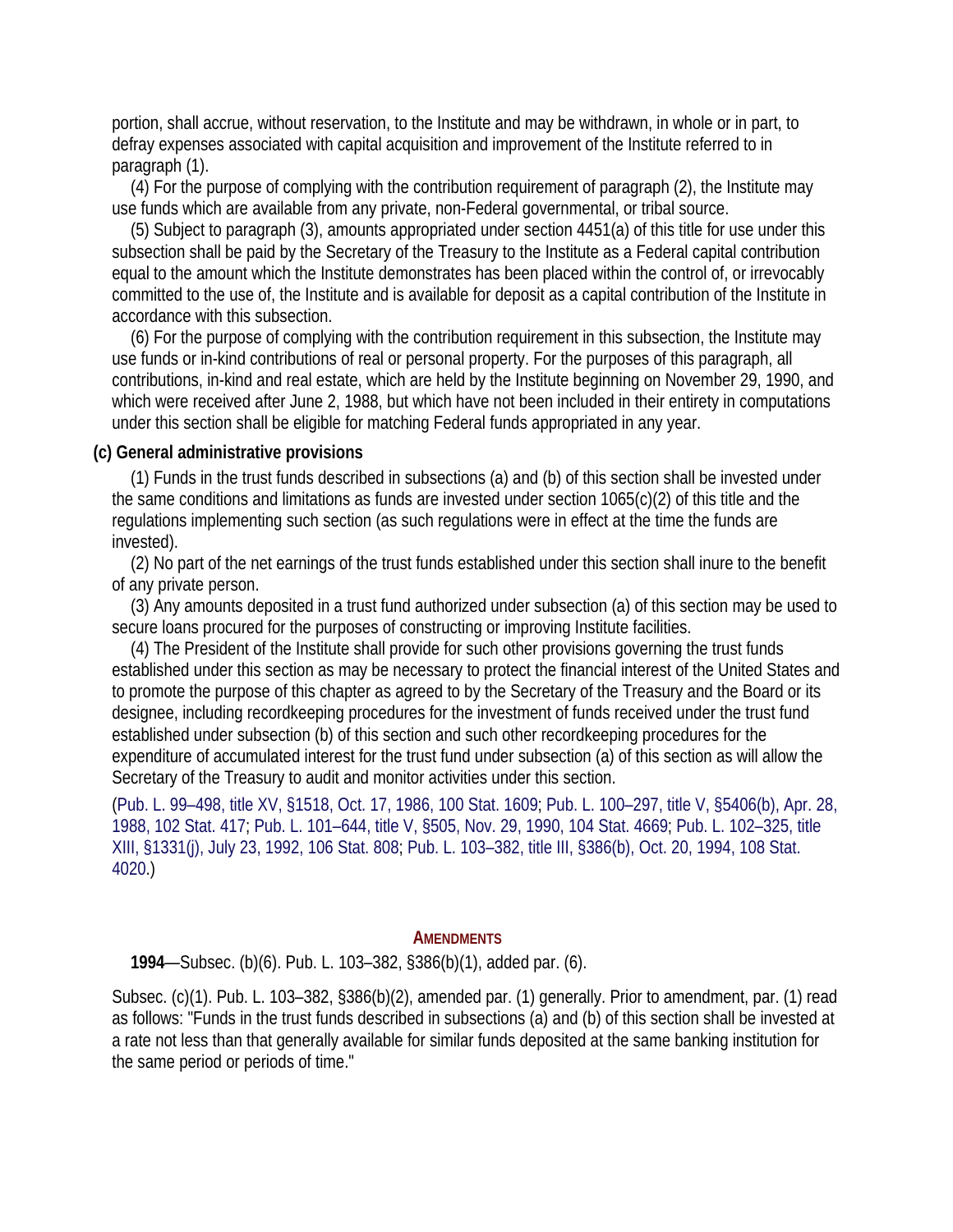portion, shall accrue, without reservation, to the Institute and may be withdrawn, in whole or in part, to defray expenses associated with capital acquisition and improvement of the Institute referred to in paragraph (1).

(4) For the purpose of complying with the contribution requirement of paragraph (2), the Institute may use funds which are available from any private, non-Federal governmental, or tribal source.

(5) Subject to paragraph (3), amounts appropriated under section 4451(a) of this title for use under this subsection shall be paid by the Secretary of the Treasury to the Institute as a Federal capital contribution equal to the amount which the Institute demonstrates has been placed within the control of, or irrevocably committed to the use of, the Institute and is available for deposit as a capital contribution of the Institute in accordance with this subsection.

(6) For the purpose of complying with the contribution requirement in this subsection, the Institute may use funds or in-kind contributions of real or personal property. For the purposes of this paragraph, all contributions, in-kind and real estate, which are held by the Institute beginning on November 29, 1990, and which were received after June 2, 1988, but which have not been included in their entirety in computations under this section shall be eligible for matching Federal funds appropriated in any year.

**(c) General administrative provisions**

(1) Funds in the trust funds described in subsections (a) and (b) of this section shall be invested under the same conditions and limitations as funds are invested under section 1065(c)(2) of this title and the regulations implementing such section (as such regulations were in effect at the time the funds are invested).

(2) No part of the net earnings of the trust funds established under this section shall inure to the benefit of any private person.

(3) Any amounts deposited in a trust fund authorized under subsection (a) of this section may be used to secure loans procured for the purposes of constructing or improving Institute facilities.

(4) The President of the Institute shall provide for such other provisions governing the trust funds established under this section as may be necessary to protect the financial interest of the United States and to promote the purpose of this chapter as agreed to by the Secretary of the Treasury and the Board or its designee, including recordkeeping procedures for the investment of funds received under the trust fund established under subsection (b) of this section and such other recordkeeping procedures for the expenditure of accumulated interest for the trust fund under subsection (a) of this section as will allow the Secretary of the Treasury to audit and monitor activities under this section.

(Pub. L. 99–498, title XV, §1518, Oct. 17, 1986, 100 Stat. 1609; Pub. L. 100–297, title V, §5406(b), Apr. 28, 1988, 102 Stat. 417; Pub. L. 101–644, title V, §505, Nov. 29, 1990, 104 Stat. 4669; Pub. L. 102–325, title XIII, §1331(j), July 23, 1992, 106 Stat. 808; Pub. L. 103–382, title III, §386(b), Oct. 20, 1994, 108 Stat. 4020.)

### Amendments

**1994**—Subsec. (b)(6). Pub. L. 103–382, §386(b)(1), added par. (6).

Subsec. (c)(1). Pub. L. 103–382, §386(b)(2), amended par. (1) generally. Prior to amendment, par. (1) read as follows: "Funds in the trust funds described in subsections (a) and (b) of this section shall be invested at a rate not less than that generally available for similar funds deposited at the same banking institution for the same period or periods of time."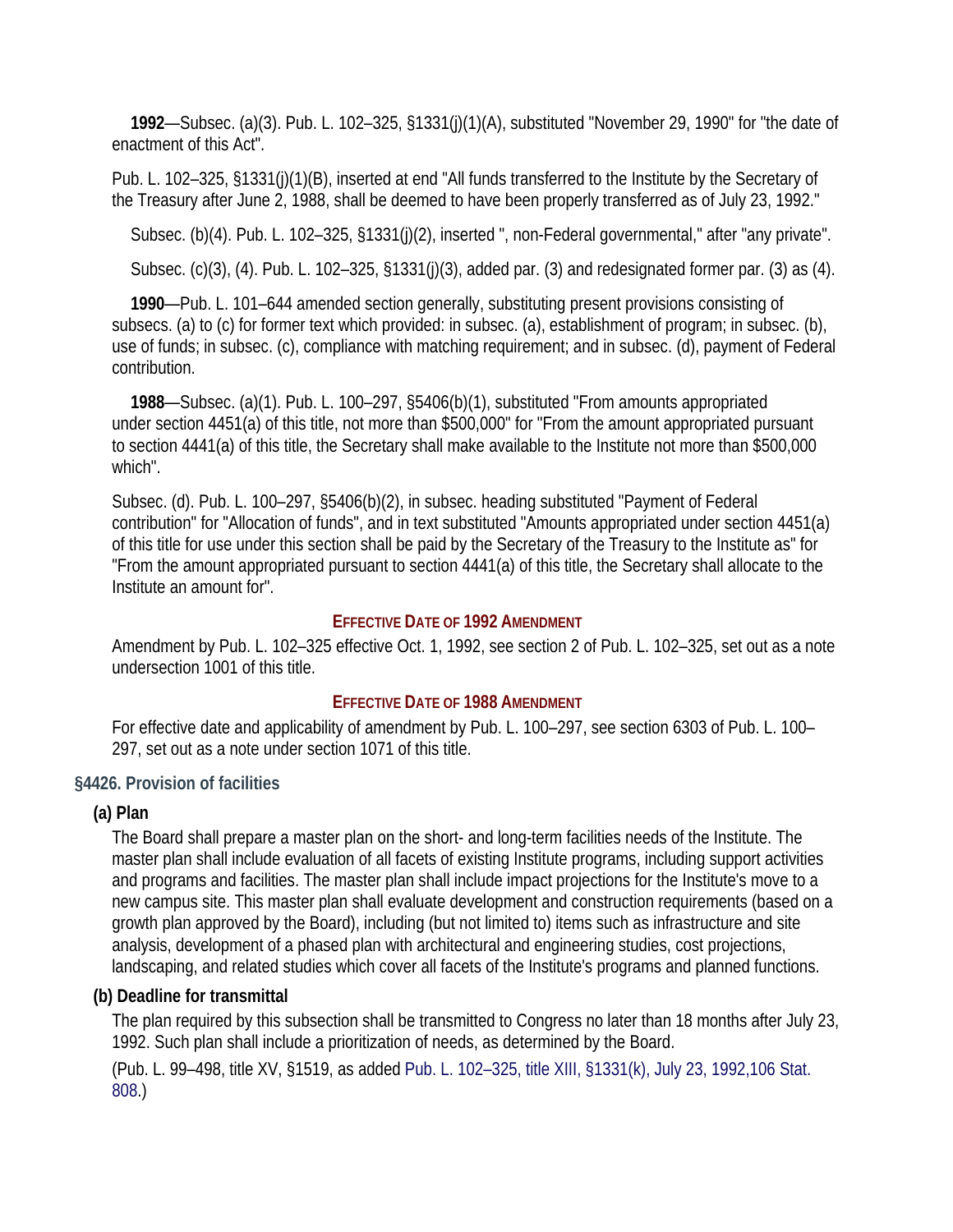**1992**—Subsec. (a)(3). Pub. L. 102–325, §1331(j)(1)(A), substituted "November 29, 1990" for "the date of enactment of this Act".

Pub. L. 102–325, §1331(j)(1)(B), inserted at end "All funds transferred to the Institute by the Secretary of the Treasury after June 2, 1988, shall be deemed to have been properly transferred as of July 23, 1992."

Subsec. (b)(4). Pub. L. 102–325, §1331(j)(2), inserted ", non-Federal governmental," after "any private".

Subsec. (c)(3), (4). Pub. L. 102–325, §1331(j)(3), added par. (3) and redesignated former par. (3) as (4).

**1990**—Pub. L. 101–644 amended section generally, substituting present provisions consisting of subsecs. (a) to (c) for former text which provided: in subsec. (a), establishment of program; in subsec. (b), use of funds; in subsec. (c), compliance with matching requirement; and in subsec. (d), payment of Federal contribution.

**1988**—Subsec. (a)(1). Pub. L. 100–297, §5406(b)(1), substituted "From amounts appropriated under section 4451(a) of this title, not more than $500,000" for "From the amount appropriated pursuant to section 4441(a) of this title, the Secretary shall make available to the Institute not more than $500,000 which".

Subsec. (d). Pub. L. 100–297, §5406(b)(2), in subsec. heading substituted "Payment of Federal contribution" for "Allocation of funds", and in text substituted "Amounts appropriated under section 4451(a) of this title for use under this section shall be paid by the Secretary of the Treasury to the Institute as" for "From the amount appropriated pursuant to section 4441(a) of this title, the Secretary shall allocate to the Institute an amount for".

**Effective Date of 1992 Amendment**

Amendment by Pub. L. 102–325 effective Oct. 1, 1992, see section 2 of Pub. L. 102–325, set out as a note undersection 1001 of this title.

**Effective Date of 1988 Amendment**

For effective date and applicability of amendment by Pub. L. 100–297, see section 6303 of Pub. L. 100–297, set out as a note under section 1071 of this title.

### §4426. Provision of facilities

**(a) Plan**

The Board shall prepare a master plan on the short- and long-term facilities needs of the Institute. The master plan shall include evaluation of all facets of existing Institute programs, including support activities and programs and facilities. The master plan shall include impact projections for the Institute's move to a new campus site. This master plan shall evaluate development and construction requirements (based on a growth plan approved by the Board), including (but not limited to) items such as infrastructure and site analysis, development of a phased plan with architectural and engineering studies, cost projections, landscaping, and related studies which cover all facets of the Institute's programs and planned functions.

**(b) Deadline for transmittal**

The plan required by this subsection shall be transmitted to Congress no later than 18 months after July 23, 1992. Such plan shall include a prioritization of needs, as determined by the Board.

(Pub. L. 99–498, title XV, §1519, as added Pub. L. 102–325, title XIII, §1331(k), July 23, 1992,106 Stat. 808.)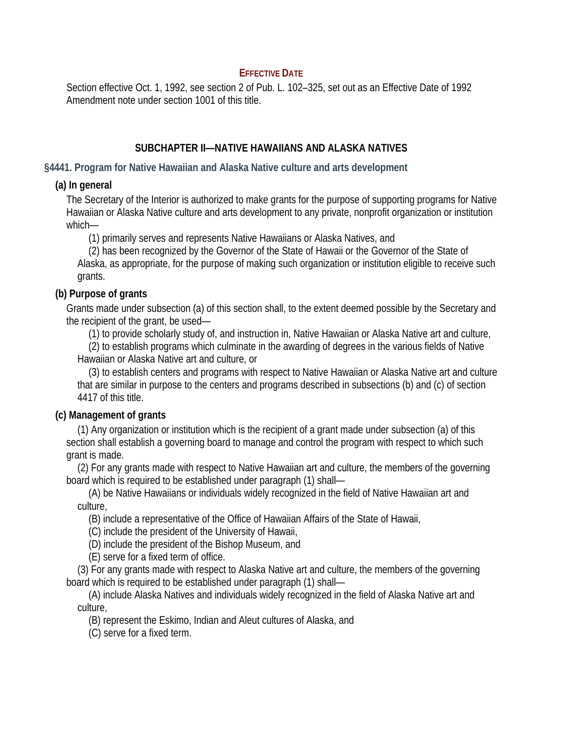#### Effective Date

Section effective Oct. 1, 1992, see section 2 of Pub. L. 102–325, set out as an Effective Date of 1992 Amendment note under section 1001 of this title.

## SUBCHAPTER II—NATIVE HAWAIIANS AND ALASKA NATIVES

### §4441. Program for Native Hawaiian and Alaska Native culture and arts development

**(a) In general**

The Secretary of the Interior is authorized to make grants for the purpose of supporting programs for Native Hawaiian or Alaska Native culture and arts development to any private, nonprofit organization or institution which—

(1) primarily serves and represents Native Hawaiians or Alaska Natives, and

(2) has been recognized by the Governor of the State of Hawaii or the Governor of the State of Alaska, as appropriate, for the purpose of making such organization or institution eligible to receive such grants.

**(b) Purpose of grants**

Grants made under subsection (a) of this section shall, to the extent deemed possible by the Secretary and the recipient of the grant, be used—

(1) to provide scholarly study of, and instruction in, Native Hawaiian or Alaska Native art and culture,

(2) to establish programs which culminate in the awarding of degrees in the various fields of Native Hawaiian or Alaska Native art and culture, or

(3) to establish centers and programs with respect to Native Hawaiian or Alaska Native art and culture that are similar in purpose to the centers and programs described in subsections (b) and (c) of section 4417 of this title.

**(c) Management of grants**

(1) Any organization or institution which is the recipient of a grant made under subsection (a) of this section shall establish a governing board to manage and control the program with respect to which such grant is made.

(2) For any grants made with respect to Native Hawaiian art and culture, the members of the governing board which is required to be established under paragraph (1) shall—

(A) be Native Hawaiians or individuals widely recognized in the field of Native Hawaiian art and culture,

(B) include a representative of the Office of Hawaiian Affairs of the State of Hawaii,

(C) include the president of the University of Hawaii,

(D) include the president of the Bishop Museum, and

(E) serve for a fixed term of office.

(3) For any grants made with respect to Alaska Native art and culture, the members of the governing board which is required to be established under paragraph (1) shall—

(A) include Alaska Natives and individuals widely recognized in the field of Alaska Native art and culture,

(B) represent the Eskimo, Indian and Aleut cultures of Alaska, and

(C) serve for a fixed term.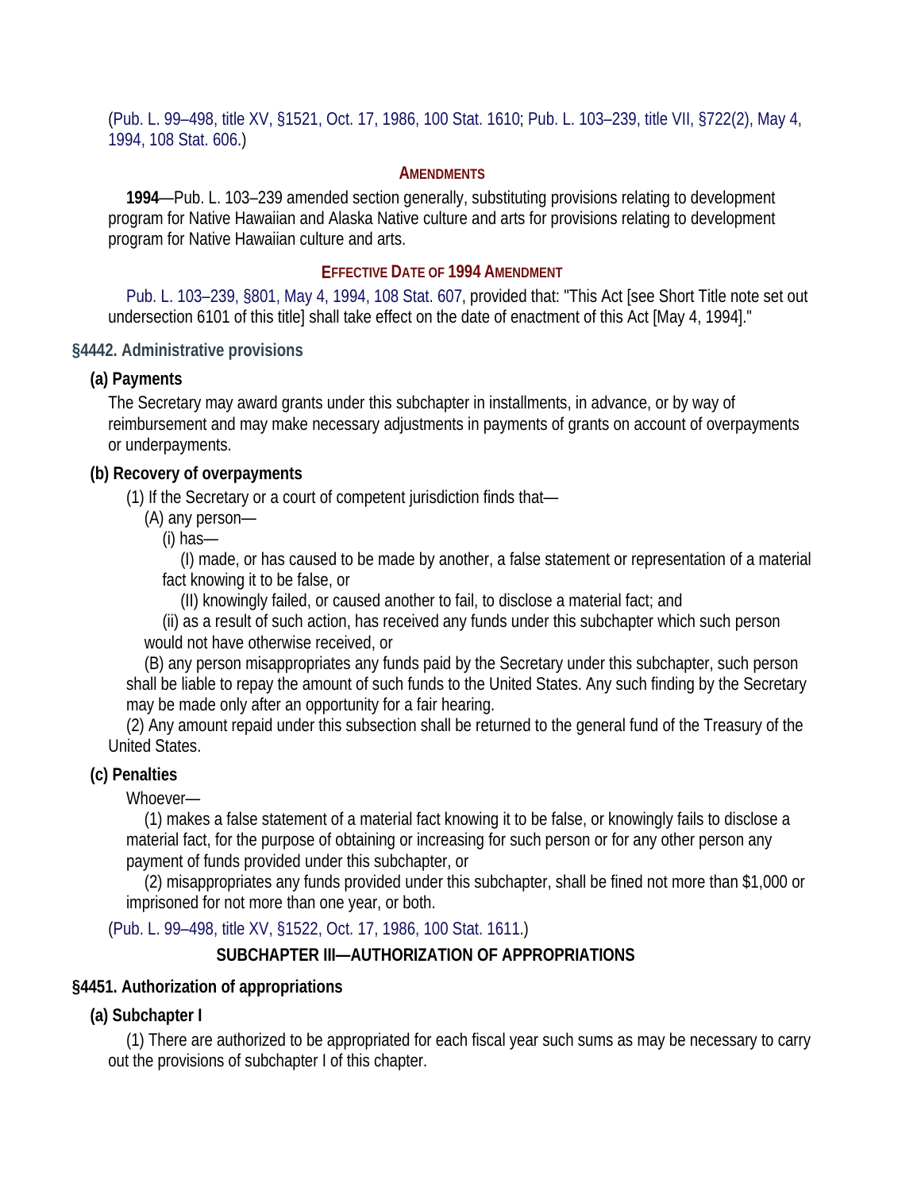(Pub. L. 99–498, title XV, §1521, Oct. 17, 1986, 100 Stat. 1610; Pub. L. 103–239, title VII, §722(2), May 4, 1994, 108 Stat. 606.)

#### Amendments

**1994**—Pub. L. 103–239 amended section generally, substituting provisions relating to development program for Native Hawaiian and Alaska Native culture and arts for provisions relating to development program for Native Hawaiian culture and arts.

#### Effective Date of 1994 Amendment

Pub. L. 103–239, §801, May 4, 1994, 108 Stat. 607, provided that: "This Act [see Short Title note set out undersection 6101 of this title] shall take effect on the date of enactment of this Act [May 4, 1994]."

### §4442. Administrative provisions

**(a) Payments**

The Secretary may award grants under this subchapter in installments, in advance, or by way of reimbursement and may make necessary adjustments in payments of grants on account of overpayments or underpayments.

**(b) Recovery of overpayments**

(1) If the Secretary or a court of competent jurisdiction finds that—

(A) any person—

(i) has—

(I) made, or has caused to be made by another, a false statement or representation of a material fact knowing it to be false, or

(II) knowingly failed, or caused another to fail, to disclose a material fact; and

(ii) as a result of such action, has received any funds under this subchapter which such person would not have otherwise received, or

(B) any person misappropriates any funds paid by the Secretary under this subchapter, such person shall be liable to repay the amount of such funds to the United States. Any such finding by the Secretary may be made only after an opportunity for a fair hearing.

(2) Any amount repaid under this subsection shall be returned to the general fund of the Treasury of the United States.

**(c) Penalties**

Whoever—

(1) makes a false statement of a material fact knowing it to be false, or knowingly fails to disclose a material fact, for the purpose of obtaining or increasing for such person or for any other person any payment of funds provided under this subchapter, or

(2) misappropriates any funds provided under this subchapter, shall be fined not more than $1,000 or imprisoned for not more than one year, or both.

(Pub. L. 99–498, title XV, §1522, Oct. 17, 1986, 100 Stat. 1611.)

## SUBCHAPTER III—AUTHORIZATION OF APPROPRIATIONS

### §4451. Authorization of appropriations

**(a) Subchapter I**

(1) There are authorized to be appropriated for each fiscal year such sums as may be necessary to carry out the provisions of subchapter I of this chapter.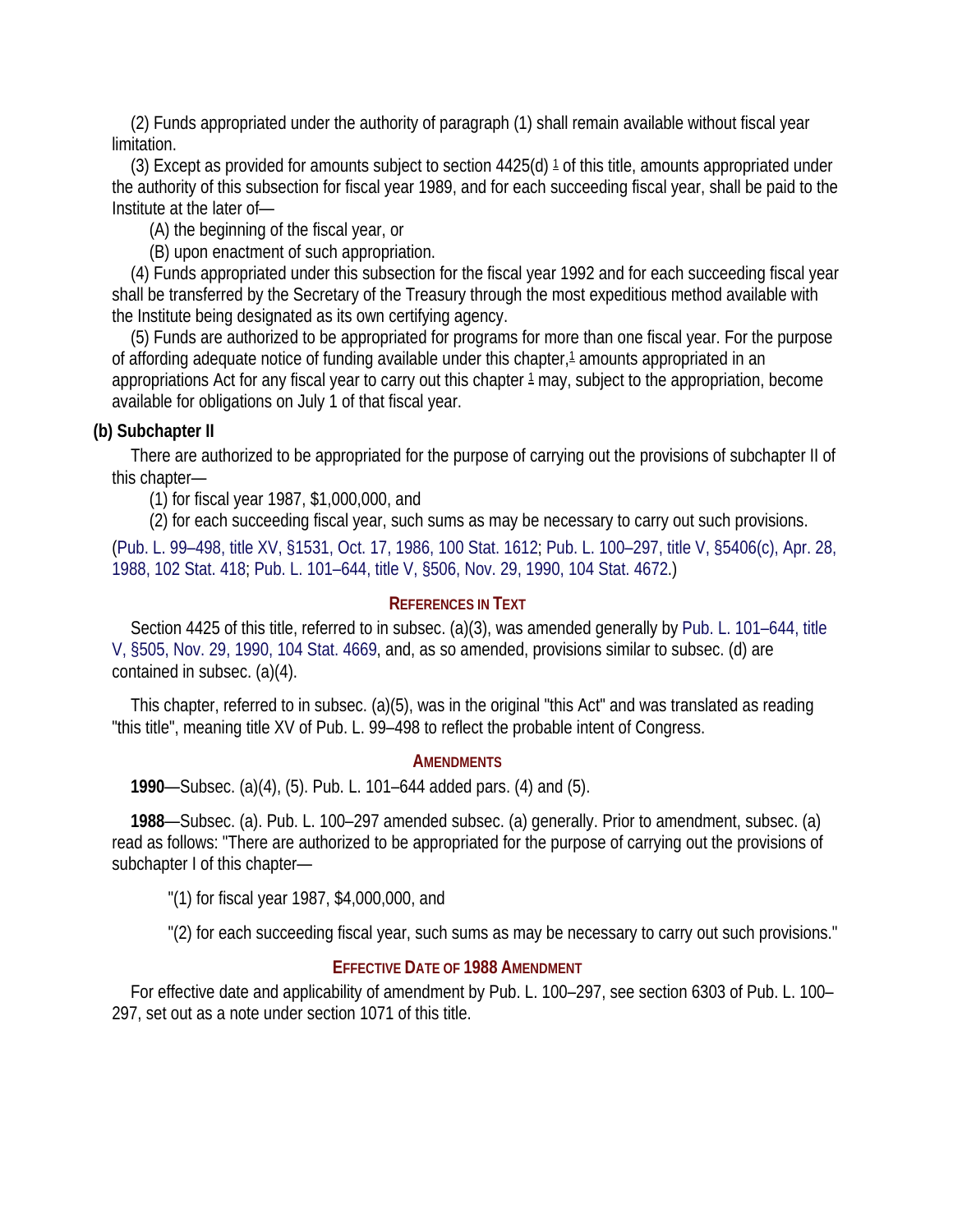(2) Funds appropriated under the authority of paragraph (1) shall remain available without fiscal year limitation.

(3) Except as provided for amounts subject to section 4425(d) [1] of this title, amounts appropriated under the authority of this subsection for fiscal year 1989, and for each succeeding fiscal year, shall be paid to the Institute at the later of—

(A) the beginning of the fiscal year, or

(B) upon enactment of such appropriation.

(4) Funds appropriated under this subsection for the fiscal year 1992 and for each succeeding fiscal year shall be transferred by the Secretary of the Treasury through the most expeditious method available with the Institute being designated as its own certifying agency.

(5) Funds are authorized to be appropriated for programs for more than one fiscal year. For the purpose of affording adequate notice of funding available under this chapter,[1] amounts appropriated in an appropriations Act for any fiscal year to carry out this chapter [1] may, subject to the appropriation, become available for obligations on July 1 of that fiscal year.

**(b) Subchapter II**

There are authorized to be appropriated for the purpose of carrying out the provisions of subchapter II of this chapter—

(1) for fiscal year 1987, $1,000,000, and

(2) for each succeeding fiscal year, such sums as may be necessary to carry out such provisions.

(Pub. L. 99–498, title XV, §1531, Oct. 17, 1986, 100 Stat. 1612; Pub. L. 100–297, title V, §5406(c), Apr. 28, 1988, 102 Stat. 418; Pub. L. 101–644, title V, §506, Nov. 29, 1990, 104 Stat. 4672.)

### References in Text

Section 4425 of this title, referred to in subsec. (a)(3), was amended generally by Pub. L. 101–644, title V, §505, Nov. 29, 1990, 104 Stat. 4669, and, as so amended, provisions similar to subsec. (d) are contained in subsec. (a)(4).

This chapter, referred to in subsec. (a)(5), was in the original "this Act" and was translated as reading "this title", meaning title XV of Pub. L. 99–498 to reflect the probable intent of Congress.

### Amendments

**1990**—Subsec. (a)(4), (5). Pub. L. 101–644 added pars. (4) and (5).

**1988**—Subsec. (a). Pub. L. 100–297 amended subsec. (a) generally. Prior to amendment, subsec. (a) read as follows: "There are authorized to be appropriated for the purpose of carrying out the provisions of subchapter I of this chapter—

"(1) for fiscal year 1987, $4,000,000, and

"(2) for each succeeding fiscal year, such sums as may be necessary to carry out such provisions."

### Effective Date of 1988 Amendment

For effective date and applicability of amendment by Pub. L. 100–297, see section 6303 of Pub. L. 100–297, set out as a note under section 1071 of this title.